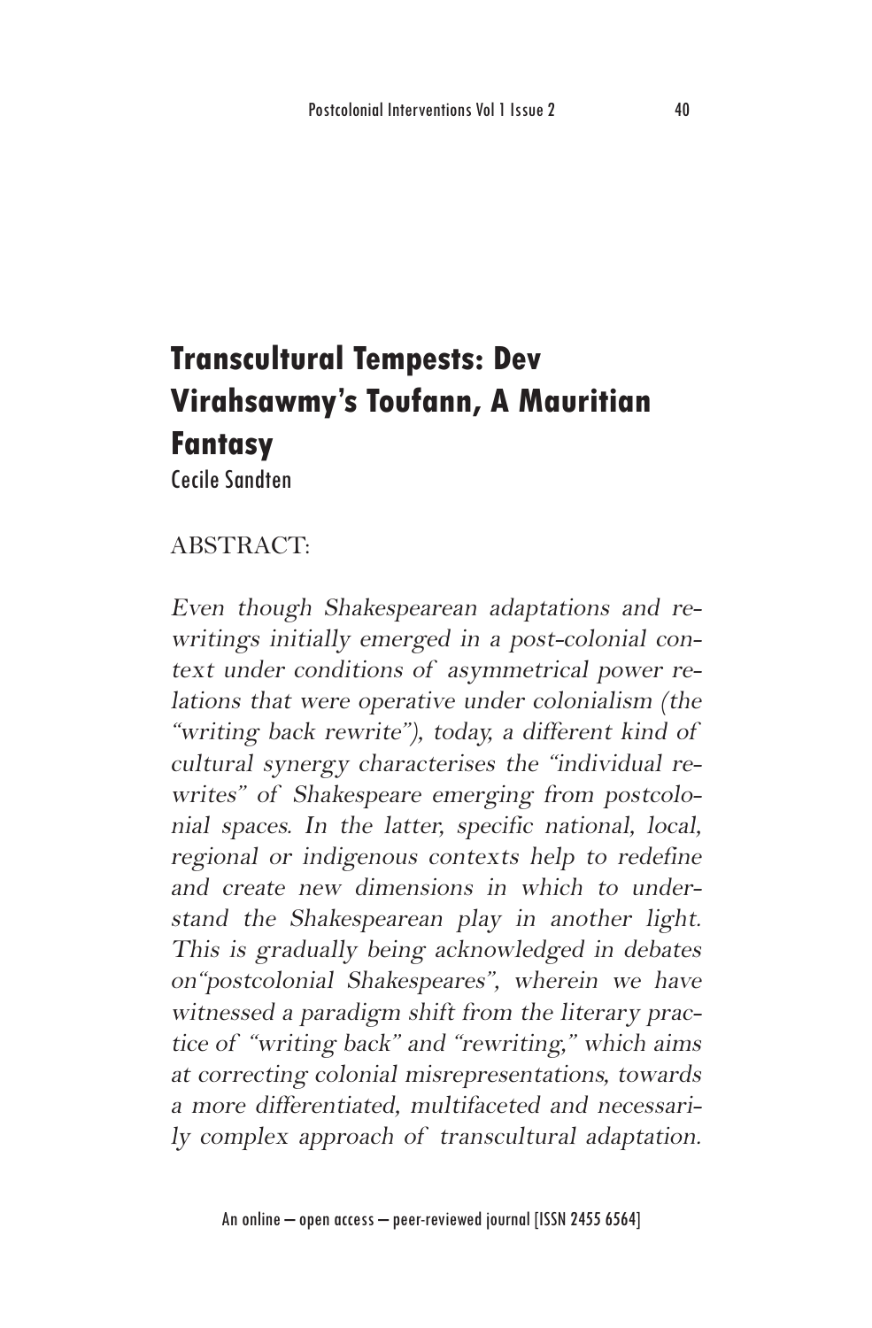# Transcultural Tempests: Dev Virahsawmy's Toufann, A Mauritian Fantasy

Cecile Sandten

ABSTRACT:

*Even though Shakespearean adaptations and rewritings initially emerged in a post-colonial context under conditions of asymmetrical power relations that were operative under colonialism (the "writing back rewrite"), today, a different kind of cultural synergy characterises the "individual rewrites" of Shakespeare emerging from postcolonial spaces. In the latter, specific national, local, regional or indigenous contexts help to redefine and create new dimensions in which to understand the Shakespearean play in another light. This is gradually being acknowledged in debates on"postcolonial Shakespeares", wherein we have witnessed a paradigm shift from the literary practice of "writing back" and "rewriting," which aims at correcting colonial misrepresentations, towards a more differentiated, multifaceted and necessarily complex approach of transcultural adaptation.*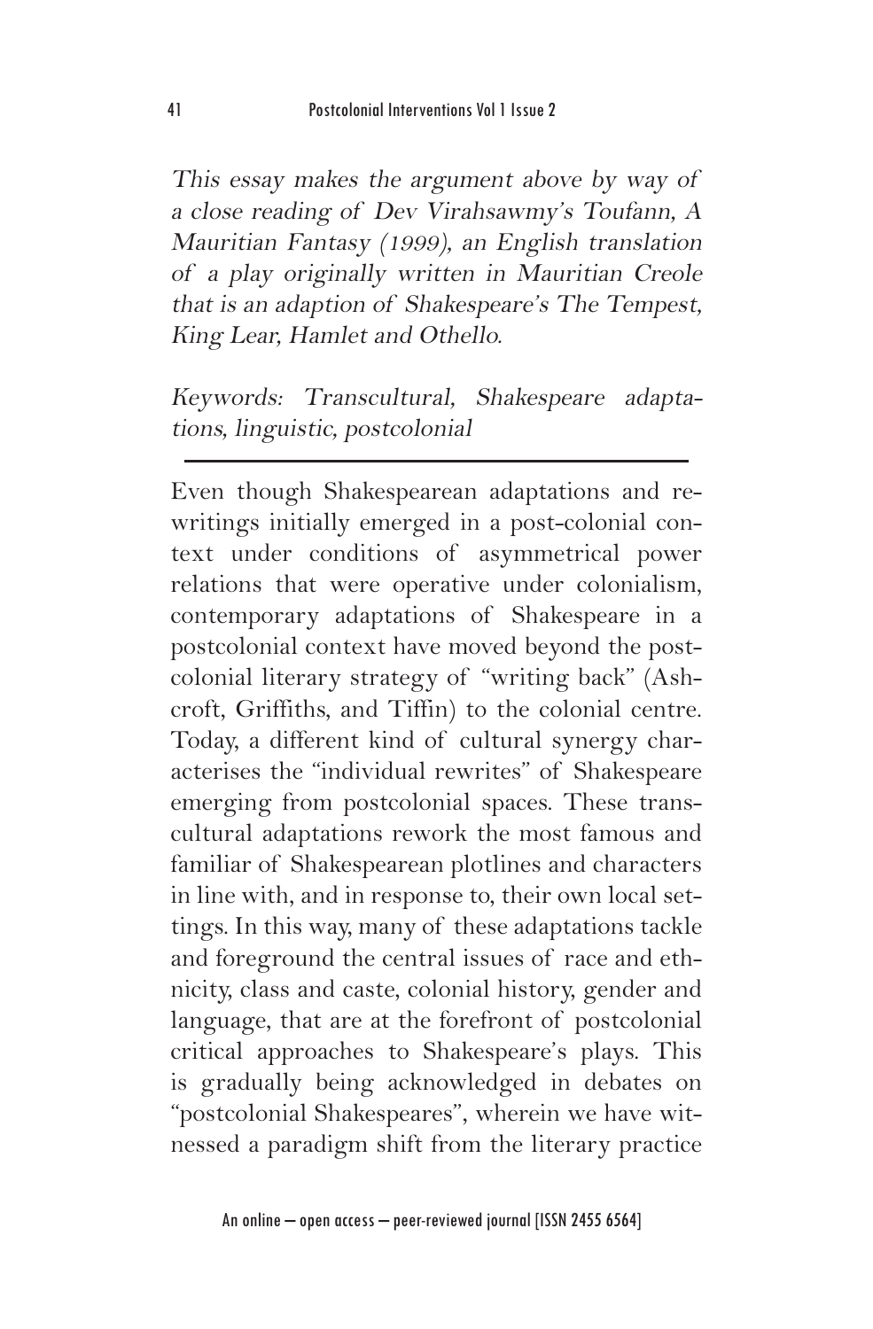*This essay makes the argument above by way of a close reading of Dev Virahsawmy's Toufann, A Mauritian Fantasy (1999), an English translation of a play originally written in Mauritian Creole that is an adaption of Shakespeare's The Tempest, King Lear, Hamlet and Othello.*

*Keywords: Transcultural, Shakespeare adaptations, linguistic, postcolonial*

---

Even though Shakespearean adaptations and rewritings initially emerged in a post-colonial context under conditions of asymmetrical power relations that were operative under colonialism, contemporary adaptations of Shakespeare in a postcolonial context have moved beyond the postcolonial literary strategy of "writing back" (Ashcroft, Griffiths, and Tiffin) to the colonial centre. Today, a different kind of cultural synergy characterises the "individual rewrites" of Shakespeare emerging from postcolonial spaces. These transcultural adaptations rework the most famous and familiar of Shakespearean plotlines and characters in line with, and in response to, their own local settings. In this way, many of these adaptations tackle and foreground the central issues of race and ethnicity, class and caste, colonial history, gender and language, that are at the forefront of postcolonial critical approaches to Shakespeare's plays. This is gradually being acknowledged in debates on "postcolonial Shakespeares", wherein we have witnessed a paradigm shift from the literary practice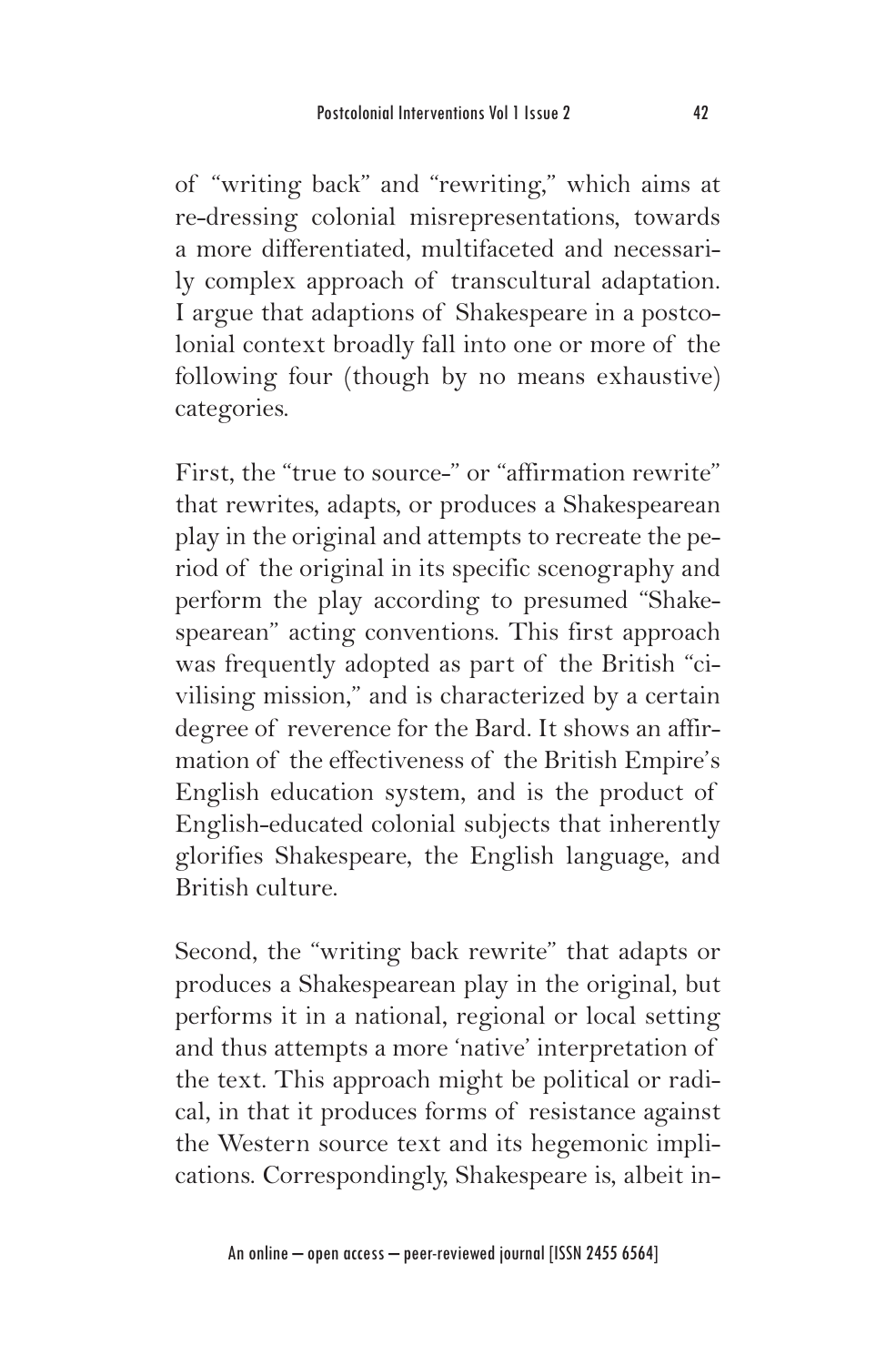of "writing back" and "rewriting," which aims at re-dressing colonial misrepresentations, towards a more differentiated, multifaceted and necessarily complex approach of transcultural adaptation. I argue that adaptions of Shakespeare in a postcolonial context broadly fall into one or more of the following four (though by no means exhaustive) categories.

First, the "true to source-" or "affirmation rewrite" that rewrites, adapts, or produces a Shakespearean play in the original and attempts to recreate the period of the original in its specific scenography and perform the play according to presumed "Shakespearean" acting conventions. This first approach was frequently adopted as part of the British "civilising mission," and is characterized by a certain degree of reverence for the Bard. It shows an affirmation of the effectiveness of the British Empire's English education system, and is the product of English-educated colonial subjects that inherently glorifies Shakespeare, the English language, and British culture.

Second, the "writing back rewrite" that adapts or produces a Shakespearean play in the original, but performs it in a national, regional or local setting and thus attempts a more 'native' interpretation of the text. This approach might be political or radical, in that it produces forms of resistance against the Western source text and its hegemonic implications. Correspondingly, Shakespeare is, albeit in-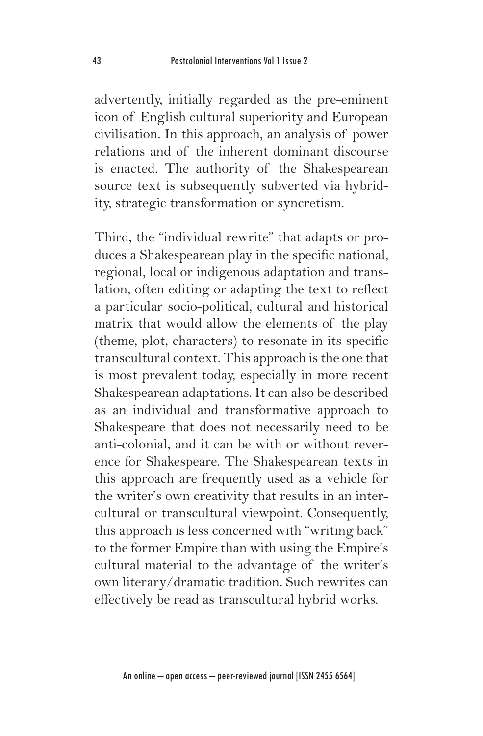advertently, initially regarded as the pre-eminent icon of English cultural superiority and European civilisation. In this approach, an analysis of power relations and of the inherent dominant discourse is enacted. The authority of the Shakespearean source text is subsequently subverted via hybridity, strategic transformation or syncretism.

Third, the "individual rewrite" that adapts or produces a Shakespearean play in the specific national, regional, local or indigenous adaptation and translation, often editing or adapting the text to reflect a particular socio-political, cultural and historical matrix that would allow the elements of the play (theme, plot, characters) to resonate in its specific transcultural context. This approach is the one that is most prevalent today, especially in more recent Shakespearean adaptations. It can also be described as an individual and transformative approach to Shakespeare that does not necessarily need to be anti-colonial, and it can be with or without reverence for Shakespeare. The Shakespearean texts in this approach are frequently used as a vehicle for the writer's own creativity that results in an intercultural or transcultural viewpoint. Consequently, this approach is less concerned with "writing back" to the former Empire than with using the Empire's cultural material to the advantage of the writer's own literary/dramatic tradition. Such rewrites can effectively be read as transcultural hybrid works.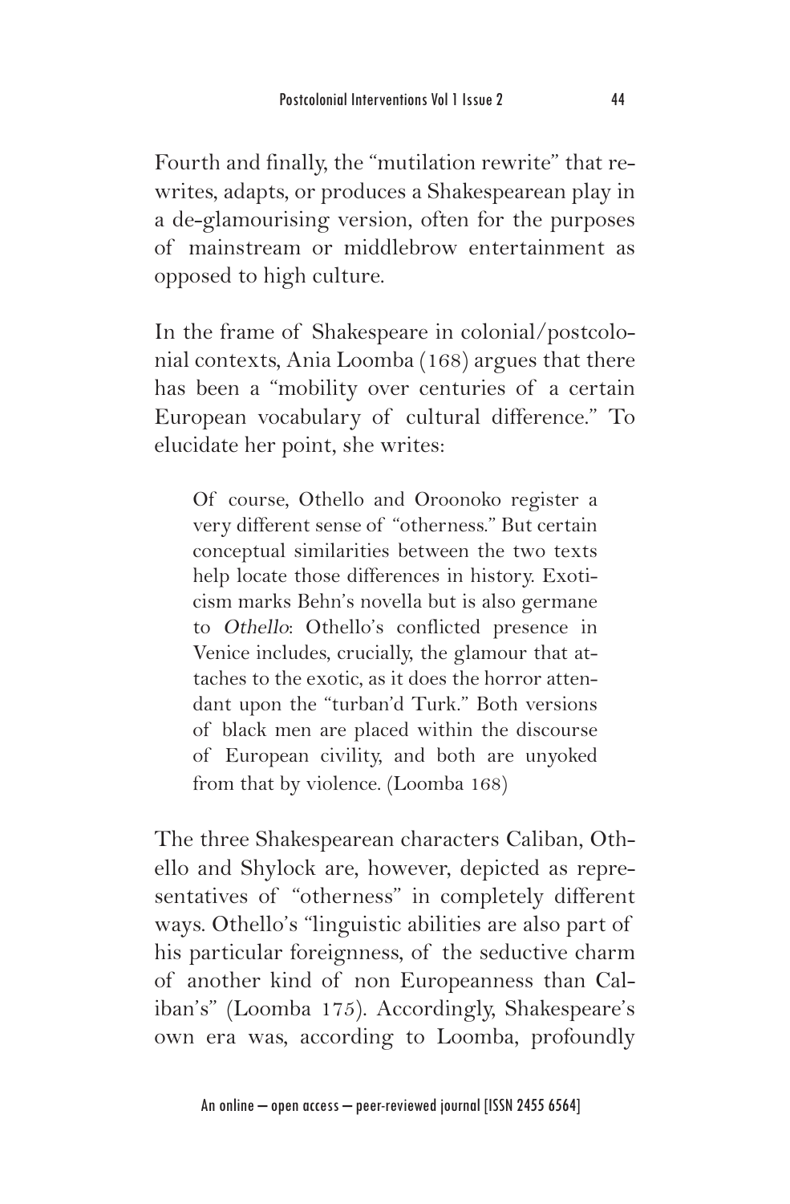Fourth and finally, the "mutilation rewrite" that rewrites, adapts, or produces a Shakespearean play in a de-glamourising version, often for the purposes of mainstream or middlebrow entertainment as opposed to high culture.

In the frame of Shakespeare in colonial/postcolonial contexts, Ania Loomba (168) argues that there has been a "mobility over centuries of a certain European vocabulary of cultural difference." To elucidate her point, she writes:

> Of course, Othello and Oroonoko register a very different sense of "otherness." But certain conceptual similarities between the two texts help locate those differences in history. Exoticism marks Behn's novella but is also germane to *Othello*: Othello's conflicted presence in Venice includes, crucially, the glamour that attaches to the exotic, as it does the horror attendant upon the "turban'd Turk." Both versions of black men are placed within the discourse of European civility, and both are unyoked from that by violence. (Loomba 168)

The three Shakespearean characters Caliban, Othello and Shylock are, however, depicted as representatives of "otherness" in completely different ways. Othello's "linguistic abilities are also part of his particular foreignness, of the seductive charm of another kind of non Europeanness than Caliban's" (Loomba 175). Accordingly, Shakespeare's own era was, according to Loomba, profoundly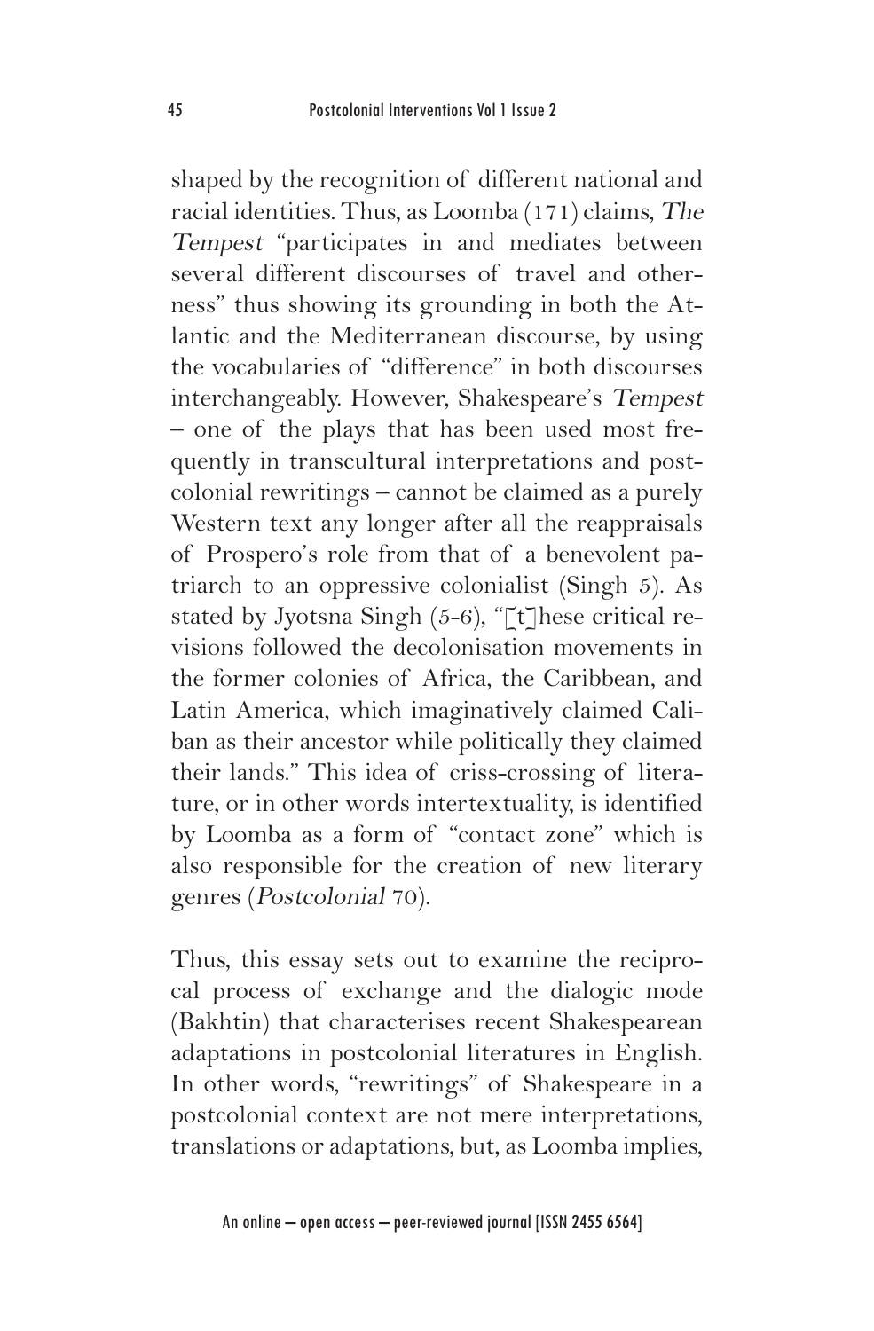shaped by the recognition of different national and racial identities. Thus, as Loomba (171) claims, *The Tempest* "participates in and mediates between several different discourses of travel and otherness" thus showing its grounding in both the Atlantic and the Mediterranean discourse, by using the vocabularies of "difference" in both discourses interchangeably. However, Shakespeare's *Tempest* – one of the plays that has been used most frequently in transcultural interpretations and postcolonial rewritings – cannot be claimed as a purely Western text any longer after all the reappraisals of Prospero's role from that of a benevolent patriarch to an oppressive colonialist (Singh 5). As stated by Jyotsna Singh (5-6), "[t]hese critical revisions followed the decolonisation movements in the former colonies of Africa, the Caribbean, and Latin America, which imaginatively claimed Caliban as their ancestor while politically they claimed their lands." This idea of criss-crossing of literature, or in other words intertextuality, is identified by Loomba as a form of "contact zone" which is also responsible for the creation of new literary genres (*Postcolonial* 70).

Thus, this essay sets out to examine the reciprocal process of exchange and the dialogic mode (Bakhtin) that characterises recent Shakespearean adaptations in postcolonial literatures in English. In other words, "rewritings" of Shakespeare in a postcolonial context are not mere interpretations, translations or adaptations, but, as Loomba implies,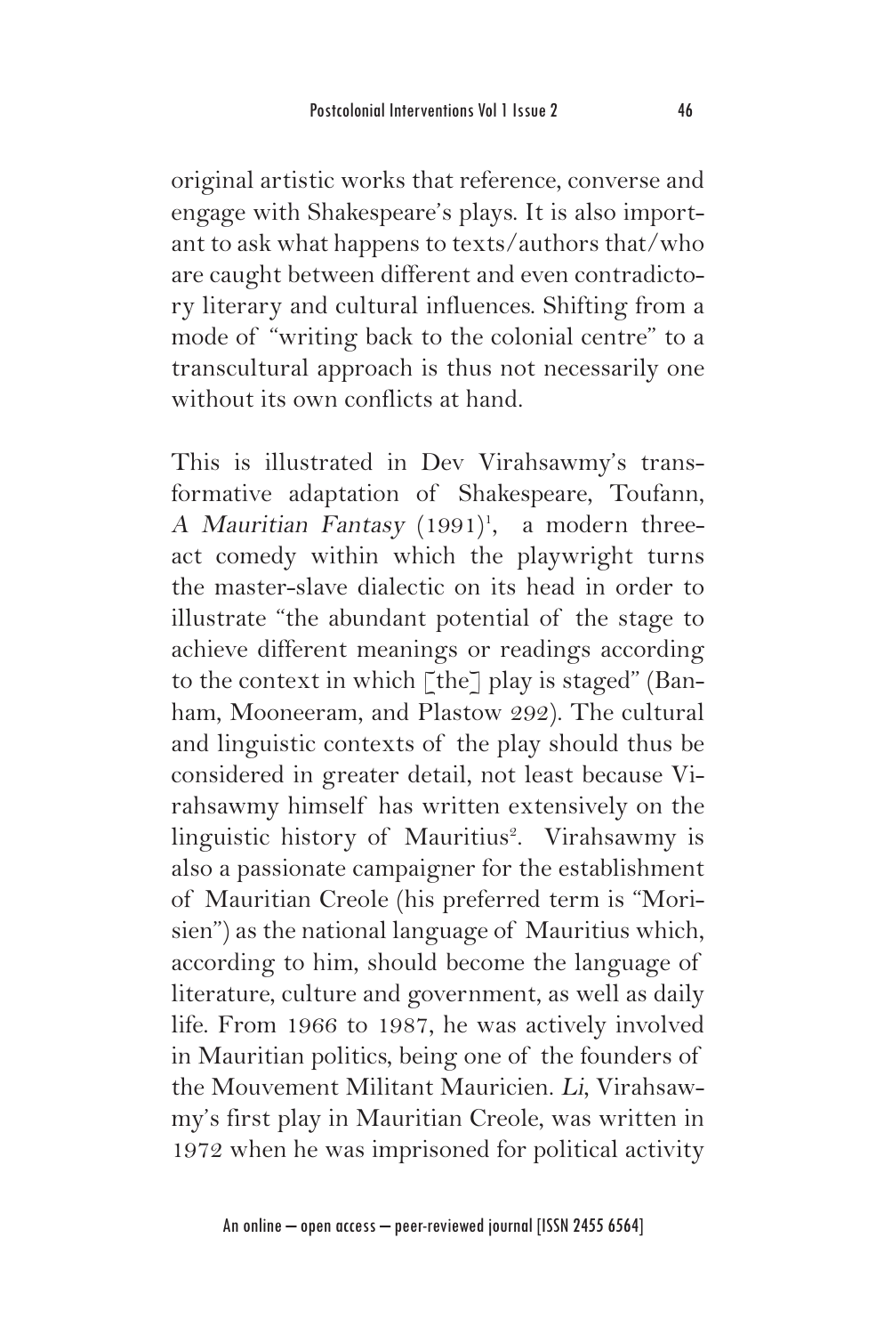original artistic works that reference, converse and engage with Shakespeare's plays. It is also important to ask what happens to texts/authors that/who are caught between different and even contradictory literary and cultural influences. Shifting from a mode of "writing back to the colonial centre" to a transcultural approach is thus not necessarily one without its own conflicts at hand.

This is illustrated in Dev Virahsawmy's transformative adaptation of Shakespeare, Toufann, *A Mauritian Fantasy* (1991)[1], a modern three-act comedy within which the playwright turns the master-slave dialectic on its head in order to illustrate "the abundant potential of the stage to achieve different meanings or readings according to the context in which [the] play is staged" (Banham, Mooneeram, and Plastow 292). The cultural and linguistic contexts of the play should thus be considered in greater detail, not least because Virahsawmy himself has written extensively on the linguistic history of Mauritius[2]. Virahsawmy is also a passionate campaigner for the establishment of Mauritian Creole (his preferred term is "Morisien") as the national language of Mauritius which, according to him, should become the language of literature, culture and government, as well as daily life. From 1966 to 1987, he was actively involved in Mauritian politics, being one of the founders of the Mouvement Militant Mauricien. *Li*, Virahsawmy's first play in Mauritian Creole, was written in 1972 when he was imprisoned for political activity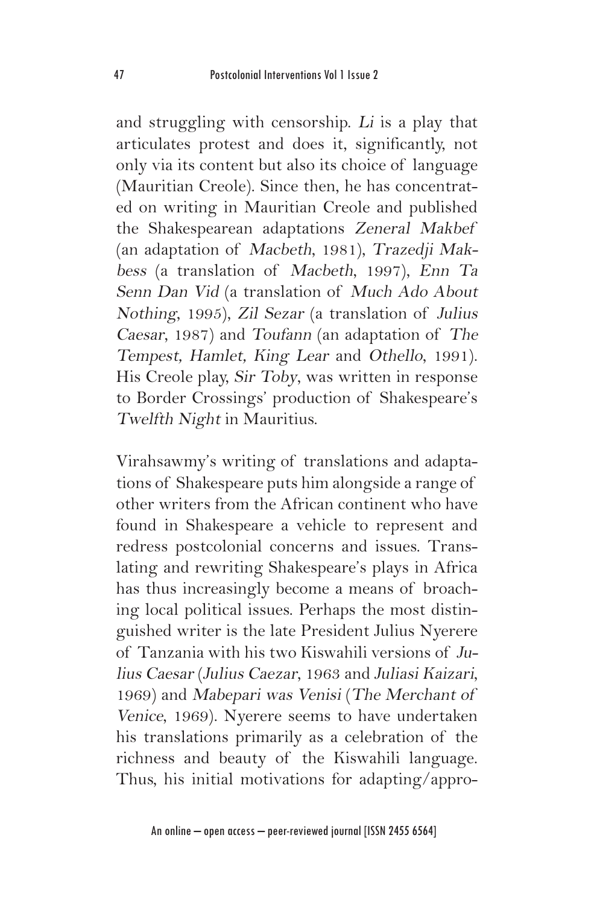and struggling with censorship. *Li* is a play that articulates protest and does it, significantly, not only via its content but also its choice of language (Mauritian Creole). Since then, he has concentrated on writing in Mauritian Creole and published the Shakespearean adaptations *Zeneral Makbef* (an adaptation of *Macbeth*, 1981), *Trazedji Makbess* (a translation of *Macbeth*, 1997), *Enn Ta Senn Dan Vid* (a translation of *Much Ado About Nothing*, 1995), *Zil Sezar* (a translation of *Julius Caesar*, 1987) and *Toufann* (an adaptation of *The Tempest, Hamlet, King Lear* and *Othello*, 1991). His Creole play, *Sir Toby*, was written in response to Border Crossings' production of Shakespeare's *Twelfth Night* in Mauritius.

Virahsawmy's writing of translations and adaptations of Shakespeare puts him alongside a range of other writers from the African continent who have found in Shakespeare a vehicle to represent and redress postcolonial concerns and issues. Translating and rewriting Shakespeare's plays in Africa has thus increasingly become a means of broaching local political issues. Perhaps the most distinguished writer is the late President Julius Nyerere of Tanzania with his two Kiswahili versions of *Julius Caesar* (*Julius Caezar*, 1963 and *Juliasi Kaizari*, 1969) and *Mabepari was Venisi* (*The Merchant of Venice*, 1969). Nyerere seems to have undertaken his translations primarily as a celebration of the richness and beauty of the Kiswahili language. Thus, his initial motivations for adapting/appro-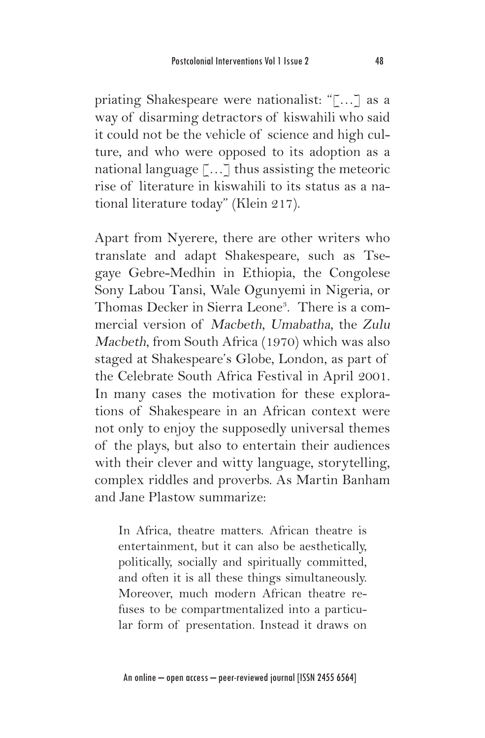priating Shakespeare were nationalist: "[…] as a way of disarming detractors of kiswahili who said it could not be the vehicle of science and high culture, and who were opposed to its adoption as a national language […] thus assisting the meteoric rise of literature in kiswahili to its status as a national literature today" (Klein 217).

Apart from Nyerere, there are other writers who translate and adapt Shakespeare, such as Tsegaye Gebre-Medhin in Ethiopia, the Congolese Sony Labou Tansi, Wale Ogunyemi in Nigeria, or Thomas Decker in Sierra Leone[3]. There is a commercial version of *Macbeth*, *Umabatha*, the *Zulu Macbeth*, from South Africa (1970) which was also staged at Shakespeare's Globe, London, as part of the Celebrate South Africa Festival in April 2001. In many cases the motivation for these explorations of Shakespeare in an African context were not only to enjoy the supposedly universal themes of the plays, but also to entertain their audiences with their clever and witty language, storytelling, complex riddles and proverbs. As Martin Banham and Jane Plastow summarize:

> In Africa, theatre matters. African theatre is entertainment, but it can also be aesthetically, politically, socially and spiritually committed, and often it is all these things simultaneously. Moreover, much modern African theatre refuses to be compartmentalized into a particular form of presentation. Instead it draws on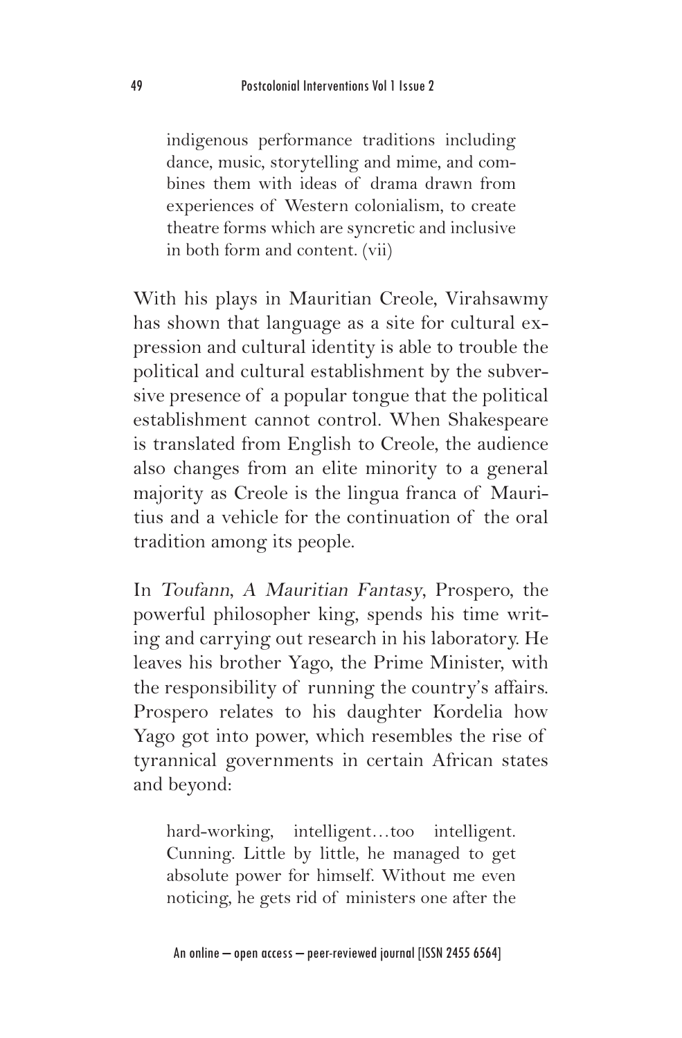> indigenous performance traditions including dance, music, storytelling and mime, and combines them with ideas of drama drawn from experiences of Western colonialism, to create theatre forms which are syncretic and inclusive in both form and content. (vii)

With his plays in Mauritian Creole, Virahsawmy has shown that language as a site for cultural expression and cultural identity is able to trouble the political and cultural establishment by the subversive presence of a popular tongue that the political establishment cannot control. When Shakespeare is translated from English to Creole, the audience also changes from an elite minority to a general majority as Creole is the lingua franca of Mauritius and a vehicle for the continuation of the oral tradition among its people.

In *Toufann, A Mauritian Fantasy*, Prospero, the powerful philosopher king, spends his time writing and carrying out research in his laboratory. He leaves his brother Yago, the Prime Minister, with the responsibility of running the country's affairs. Prospero relates to his daughter Kordelia how Yago got into power, which resembles the rise of tyrannical governments in certain African states and beyond:

> hard-working, intelligent…too intelligent. Cunning. Little by little, he managed to get absolute power for himself. Without me even noticing, he gets rid of ministers one after the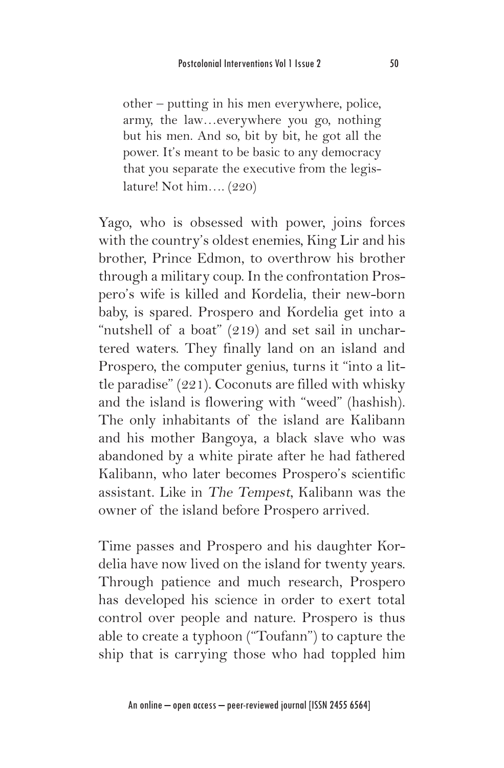> other – putting in his men everywhere, police, army, the law…everywhere you go, nothing but his men. And so, bit by bit, he got all the power. It's meant to be basic to any democracy that you separate the executive from the legislature! Not him…. (220)

Yago, who is obsessed with power, joins forces with the country's oldest enemies, King Lir and his brother, Prince Edmon, to overthrow his brother through a military coup. In the confrontation Prospero's wife is killed and Kordelia, their new-born baby, is spared. Prospero and Kordelia get into a "nutshell of a boat" (219) and set sail in unchartered waters. They finally land on an island and Prospero, the computer genius, turns it "into a little paradise" (221). Coconuts are filled with whisky and the island is flowering with "weed" (hashish). The only inhabitants of the island are Kalibann and his mother Bangoya, a black slave who was abandoned by a white pirate after he had fathered Kalibann, who later becomes Prospero's scientific assistant. Like in *The Tempest*, Kalibann was the owner of the island before Prospero arrived.

Time passes and Prospero and his daughter Kordelia have now lived on the island for twenty years. Through patience and much research, Prospero has developed his science in order to exert total control over people and nature. Prospero is thus able to create a typhoon ("Toufann") to capture the ship that is carrying those who had toppled him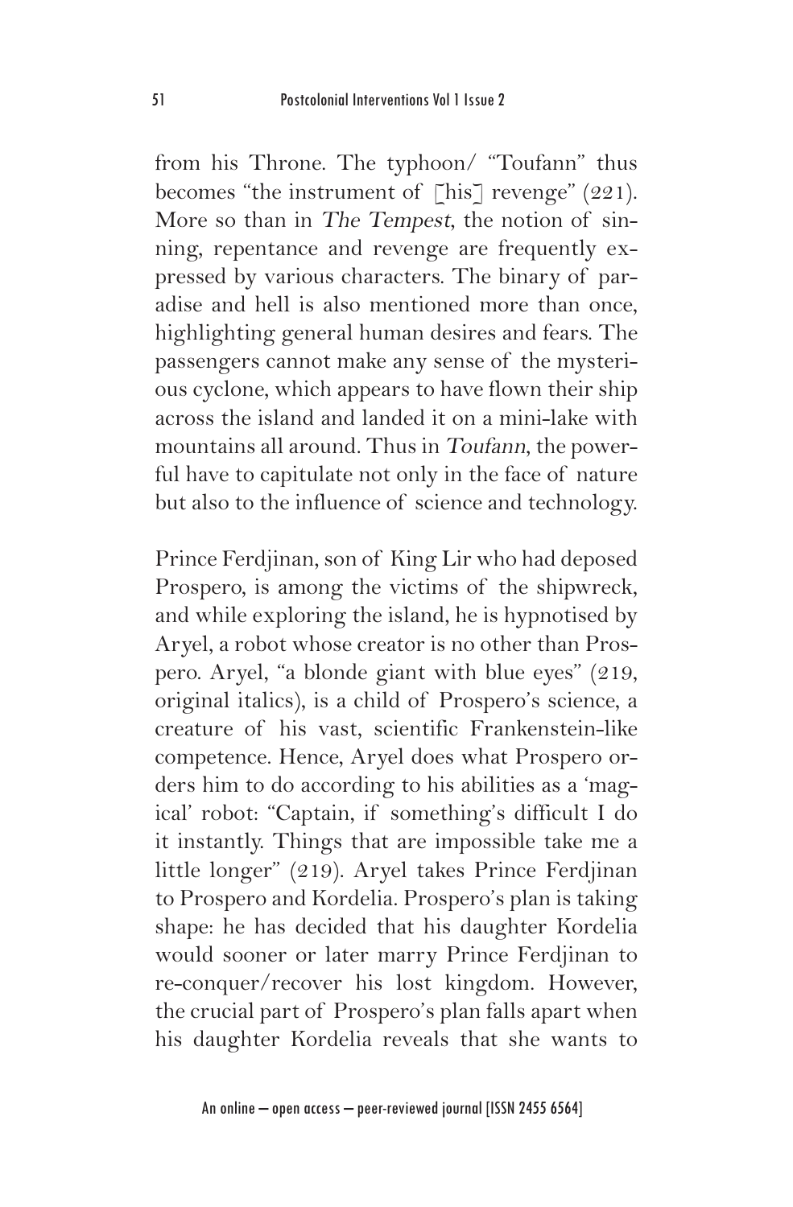from his Throne. The typhoon/ "Toufann" thus becomes "the instrument of [his] revenge" (221). More so than in *The Tempest*, the notion of sinning, repentance and revenge are frequently expressed by various characters. The binary of paradise and hell is also mentioned more than once, highlighting general human desires and fears. The passengers cannot make any sense of the mysterious cyclone, which appears to have flown their ship across the island and landed it on a mini-lake with mountains all around. Thus in *Toufann*, the powerful have to capitulate not only in the face of nature but also to the influence of science and technology.

Prince Ferdjinan, son of King Lir who had deposed Prospero, is among the victims of the shipwreck, and while exploring the island, he is hypnotised by Aryel, a robot whose creator is no other than Prospero. Aryel, "a blonde giant with blue eyes" (219, original italics), is a child of Prospero's science, a creature of his vast, scientific Frankenstein-like competence. Hence, Aryel does what Prospero orders him to do according to his abilities as a 'magical' robot: "Captain, if something's difficult I do it instantly. Things that are impossible take me a little longer" (219). Aryel takes Prince Ferdjinan to Prospero and Kordelia. Prospero's plan is taking shape: he has decided that his daughter Kordelia would sooner or later marry Prince Ferdjinan to re-conquer/recover his lost kingdom. However, the crucial part of Prospero's plan falls apart when his daughter Kordelia reveals that she wants to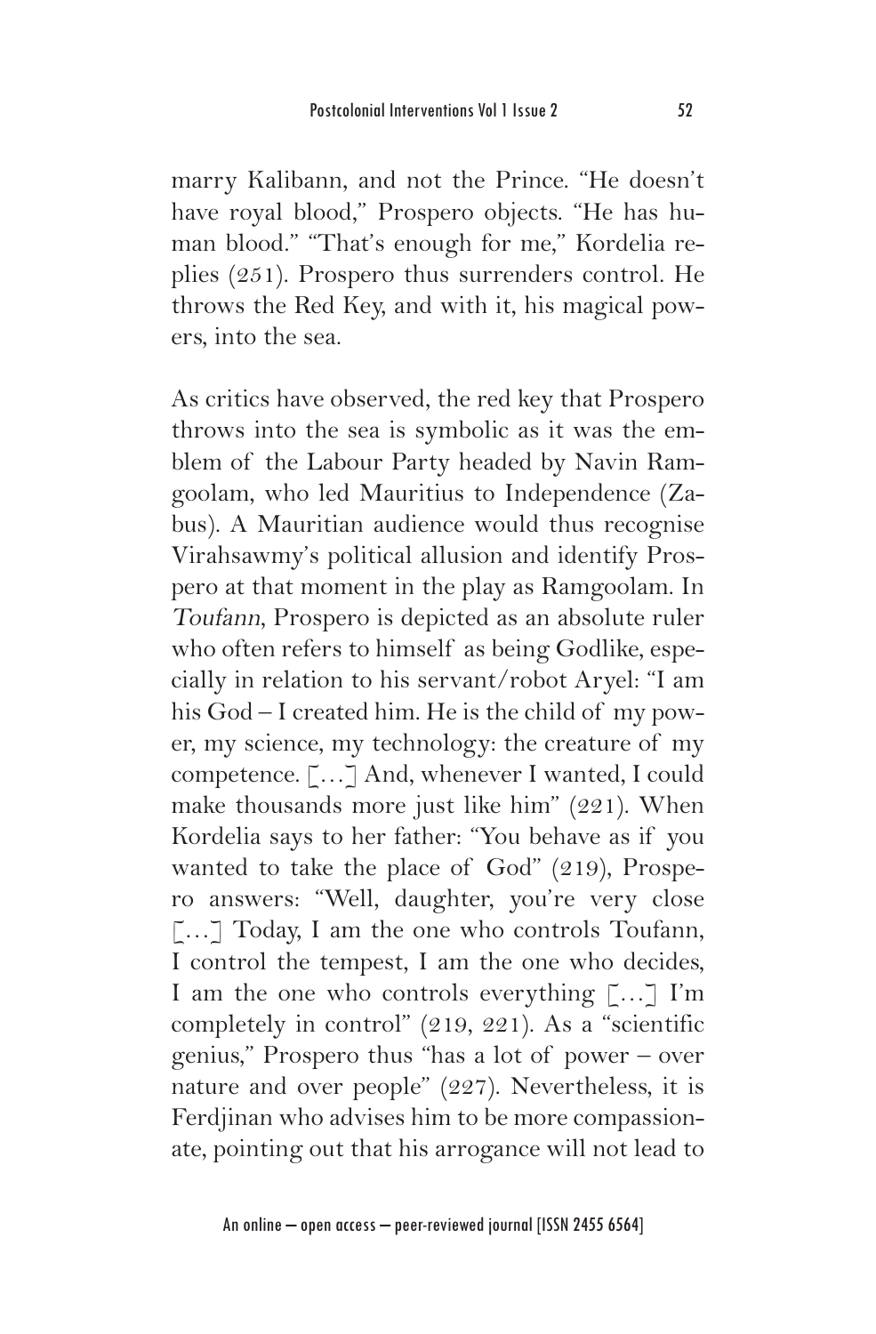marry Kalibann, and not the Prince. "He doesn't have royal blood," Prospero objects. "He has human blood." "That's enough for me," Kordelia replies (251). Prospero thus surrenders control. He throws the Red Key, and with it, his magical powers, into the sea.

As critics have observed, the red key that Prospero throws into the sea is symbolic as it was the emblem of the Labour Party headed by Navin Ramgoolam, who led Mauritius to Independence (Zabus). A Mauritian audience would thus recognise Virahsawmy's political allusion and identify Prospero at that moment in the play as Ramgoolam. In *Toufann*, Prospero is depicted as an absolute ruler who often refers to himself as being Godlike, especially in relation to his servant/robot Aryel: "I am his God – I created him. He is the child of my power, my science, my technology: the creature of my competence. […] And, whenever I wanted, I could make thousands more just like him" (221). When Kordelia says to her father: "You behave as if you wanted to take the place of God" (219), Prospero answers: "Well, daughter, you're very close […] Today, I am the one who controls Toufann, I control the tempest, I am the one who decides, I am the one who controls everything […] I'm completely in control" (219, 221). As a "scientific genius," Prospero thus "has a lot of power – over nature and over people" (227). Nevertheless, it is Ferdjinan who advises him to be more compassionate, pointing out that his arrogance will not lead to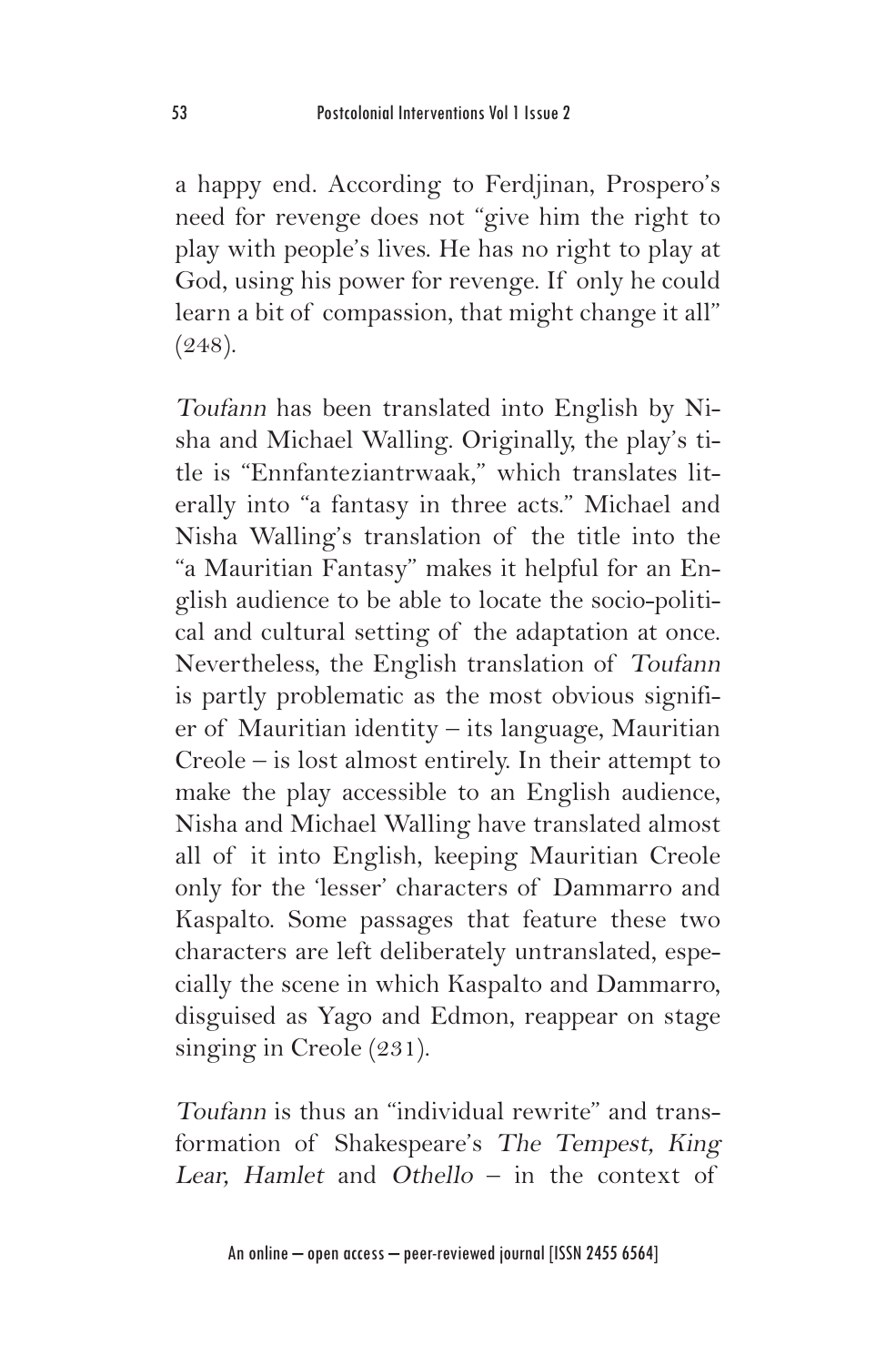a happy end. According to Ferdjinan, Prospero's need for revenge does not "give him the right to play with people's lives. He has no right to play at God, using his power for revenge. If only he could learn a bit of compassion, that might change it all" (248).

*Toufann* has been translated into English by Nisha and Michael Walling. Originally, the play's title is "Ennfanteziantrwaak," which translates literally into "a fantasy in three acts." Michael and Nisha Walling's translation of the title into the "a Mauritian Fantasy" makes it helpful for an English audience to be able to locate the socio-political and cultural setting of the adaptation at once. Nevertheless, the English translation of *Toufann* is partly problematic as the most obvious signifier of Mauritian identity – its language, Mauritian Creole – is lost almost entirely. In their attempt to make the play accessible to an English audience, Nisha and Michael Walling have translated almost all of it into English, keeping Mauritian Creole only for the 'lesser' characters of Dammarro and Kaspalto. Some passages that feature these two characters are left deliberately untranslated, especially the scene in which Kaspalto and Dammarro, disguised as Yago and Edmon, reappear on stage singing in Creole (231).

*Toufann* is thus an "individual rewrite" and transformation of Shakespeare's *The Tempest, King Lear, Hamlet* and *Othello* – in the context of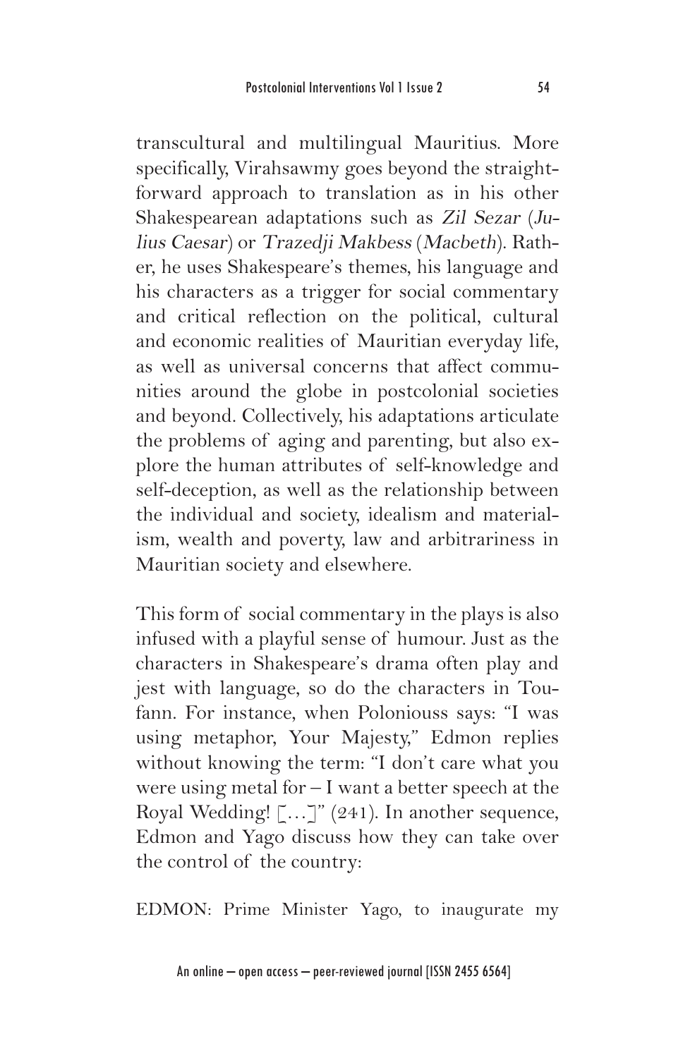transcultural and multilingual Mauritius. More specifically, Virahsawmy goes beyond the straightforward approach to translation as in his other Shakespearean adaptations such as *Zil Sezar* (*Julius Caesar*) or *Trazedji Makbess* (*Macbeth*). Rather, he uses Shakespeare's themes, his language and his characters as a trigger for social commentary and critical reflection on the political, cultural and economic realities of Mauritian everyday life, as well as universal concerns that affect communities around the globe in postcolonial societies and beyond. Collectively, his adaptations articulate the problems of aging and parenting, but also explore the human attributes of self-knowledge and self-deception, as well as the relationship between the individual and society, idealism and materialism, wealth and poverty, law and arbitrariness in Mauritian society and elsewhere.

This form of social commentary in the plays is also infused with a playful sense of humour. Just as the characters in Shakespeare's drama often play and jest with language, so do the characters in Toufann. For instance, when Poloniouss says: "I was using metaphor, Your Majesty," Edmon replies without knowing the term: "I don't care what you were using metal for – I want a better speech at the Royal Wedding! […]" (241). In another sequence, Edmon and Yago discuss how they can take over the control of the country:

EDMON: Prime Minister Yago, to inaugurate my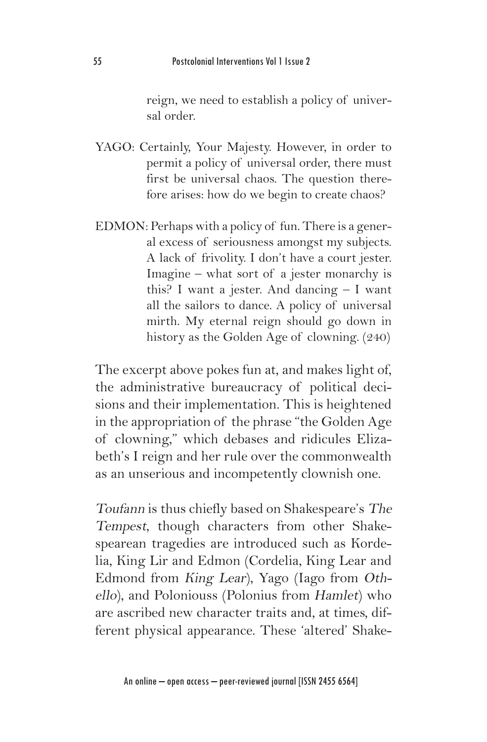reign, we need to establish a policy of universal order.

YAGO: Certainly, Your Majesty. However, in order to permit a policy of universal order, there must first be universal chaos. The question therefore arises: how do we begin to create chaos?

EDMON: Perhaps with a policy of fun. There is a general excess of seriousness amongst my subjects. A lack of frivolity. I don't have a court jester. Imagine – what sort of a jester monarchy is this? I want a jester. And dancing – I want all the sailors to dance. A policy of universal mirth. My eternal reign should go down in history as the Golden Age of clowning. (240)

The excerpt above pokes fun at, and makes light of, the administrative bureaucracy of political decisions and their implementation. This is heightened in the appropriation of the phrase "the Golden Age of clowning," which debases and ridicules Elizabeth's I reign and her rule over the commonwealth as an unserious and incompetently clownish one.

*Toufann* is thus chiefly based on Shakespeare's *The Tempest*, though characters from other Shakespearean tragedies are introduced such as Kordelia, King Lir and Edmon (Cordelia, King Lear and Edmond from *King Lear*), Yago (Iago from *Othello*), and Poloniouss (Polonius from *Hamlet*) who are ascribed new character traits and, at times, different physical appearance. These 'altered' Shake-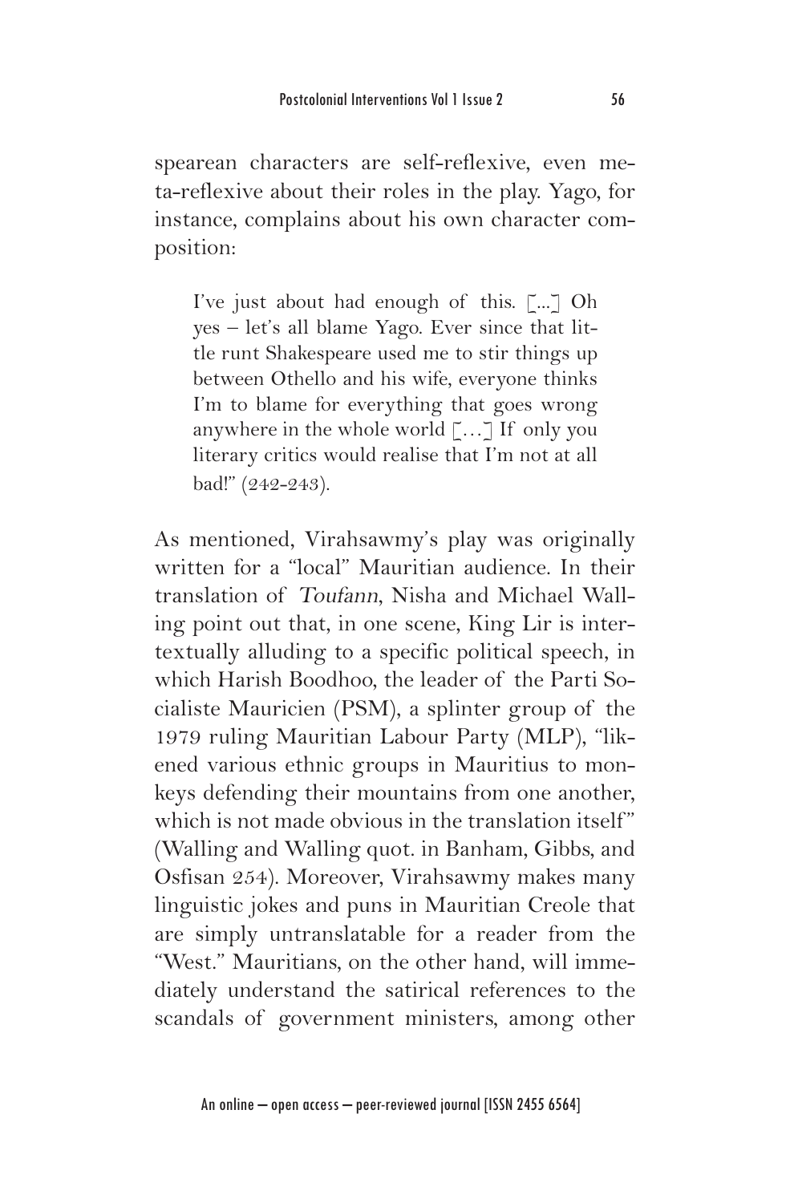spearean characters are self-reflexive, even meta-reflexive about their roles in the play. Yago, for instance, complains about his own character composition:

> I've just about had enough of this. [...] Oh yes – let's all blame Yago. Ever since that little runt Shakespeare used me to stir things up between Othello and his wife, everyone thinks I'm to blame for everything that goes wrong anywhere in the whole world […] If only you literary critics would realise that I'm not at all bad!" (242-243).

As mentioned, Virahsawmy's play was originally written for a "local" Mauritian audience. In their translation of *Toufann*, Nisha and Michael Walling point out that, in one scene, King Lir is intertextually alluding to a specific political speech, in which Harish Boodhoo, the leader of the Parti Socialiste Mauricien (PSM), a splinter group of the 1979 ruling Mauritian Labour Party (MLP), "likened various ethnic groups in Mauritius to monkeys defending their mountains from one another, which is not made obvious in the translation itself" (Walling and Walling quot. in Banham, Gibbs, and Osfisan 254). Moreover, Virahsawmy makes many linguistic jokes and puns in Mauritian Creole that are simply untranslatable for a reader from the "West." Mauritians, on the other hand, will immediately understand the satirical references to the scandals of government ministers, among other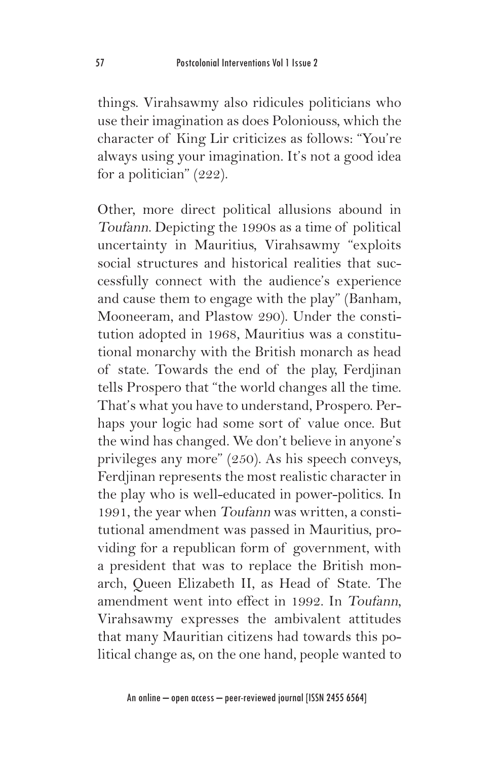things. Virahsawmy also ridicules politicians who use their imagination as does Poloniouss, which the character of King Lir criticizes as follows: "You're always using your imagination. It's not a good idea for a politician" (222).

Other, more direct political allusions abound in *Toufann*. Depicting the 1990s as a time of political uncertainty in Mauritius, Virahsawmy "exploits social structures and historical realities that successfully connect with the audience's experience and cause them to engage with the play" (Banham, Mooneeram, and Plastow 290). Under the constitution adopted in 1968, Mauritius was a constitutional monarchy with the British monarch as head of state. Towards the end of the play, Ferdjinan tells Prospero that "the world changes all the time. That's what you have to understand, Prospero. Perhaps your logic had some sort of value once. But the wind has changed. We don't believe in anyone's privileges any more" (250). As his speech conveys, Ferdjinan represents the most realistic character in the play who is well-educated in power-politics. In 1991, the year when *Toufann* was written, a constitutional amendment was passed in Mauritius, providing for a republican form of government, with a president that was to replace the British monarch, Queen Elizabeth II, as Head of State. The amendment went into effect in 1992. In *Toufann*, Virahsawmy expresses the ambivalent attitudes that many Mauritian citizens had towards this political change as, on the one hand, people wanted to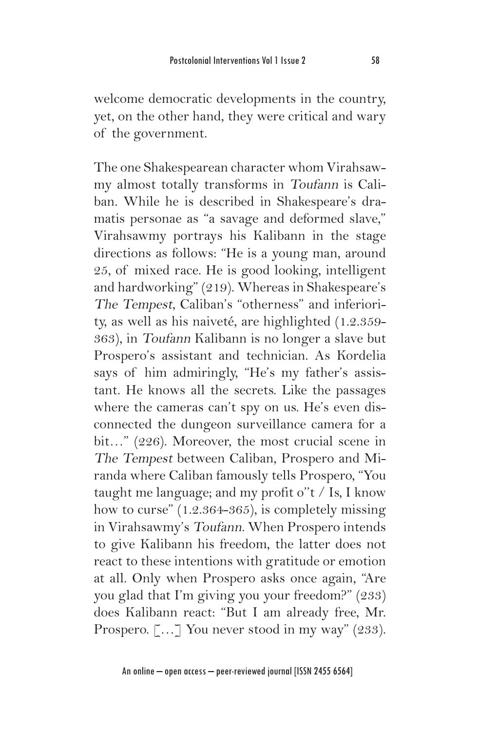welcome democratic developments in the country, yet, on the other hand, they were critical and wary of the government.

The one Shakespearean character whom Virahsawmy almost totally transforms in *Toufann* is Caliban. While he is described in Shakespeare's dramatis personae as "a savage and deformed slave," Virahsawmy portrays his Kalibann in the stage directions as follows: "He is a young man, around 25, of mixed race. He is good looking, intelligent and hardworking" (219). Whereas in Shakespeare's *The Tempest*, Caliban's "otherness" and inferiority, as well as his naiveté, are highlighted (1.2.359-363), in *Toufann* Kalibann is no longer a slave but Prospero's assistant and technician. As Kordelia says of him admiringly, "He's my father's assistant. He knows all the secrets. Like the passages where the cameras can't spy on us. He's even disconnected the dungeon surveillance camera for a bit…" (226). Moreover, the most crucial scene in *The Tempest* between Caliban, Prospero and Miranda where Caliban famously tells Prospero, "You taught me language; and my profit o''t / Is, I know how to curse" (1.2.364-365), is completely missing in Virahsawmy's *Toufann*. When Prospero intends to give Kalibann his freedom, the latter does not react to these intentions with gratitude or emotion at all. Only when Prospero asks once again, "Are you glad that I'm giving you your freedom?" (233) does Kalibann react: "But I am already free, Mr. Prospero. […] You never stood in my way" (233).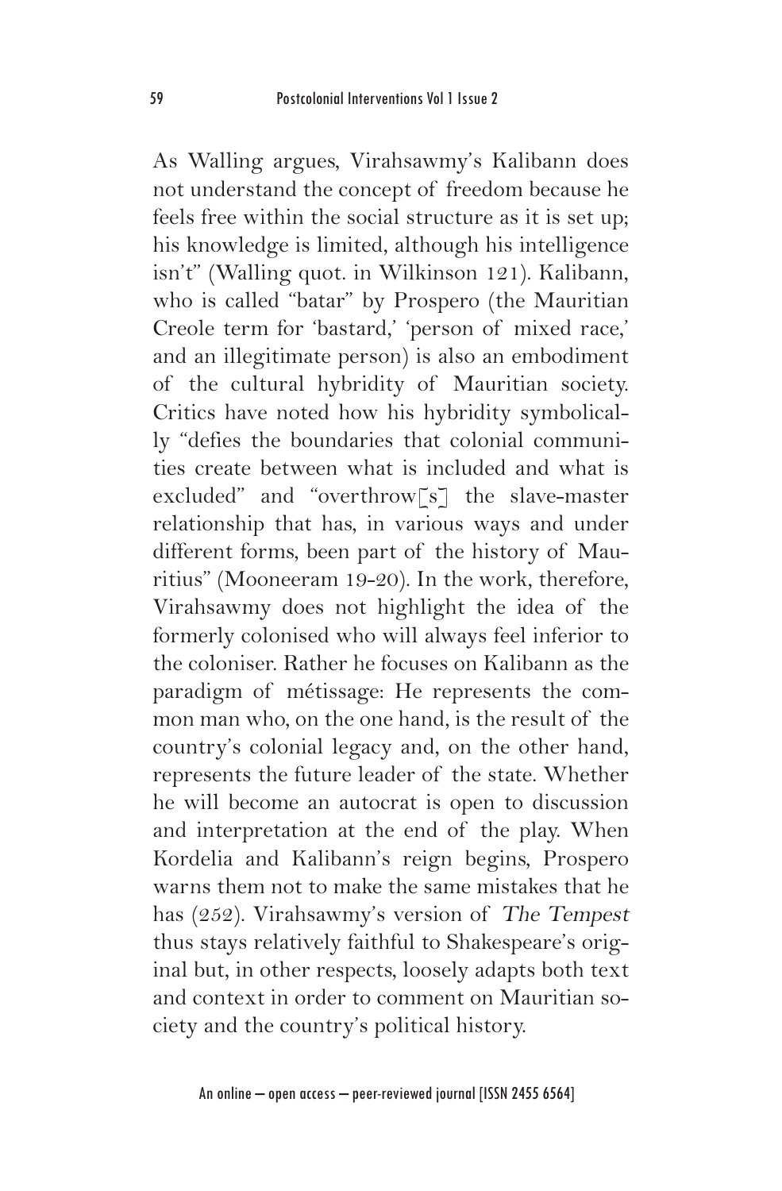As Walling argues, Virahsawmy's Kalibann does not understand the concept of freedom because he feels free within the social structure as it is set up; his knowledge is limited, although his intelligence isn't" (Walling quot. in Wilkinson 121). Kalibann, who is called "batar" by Prospero (the Mauritian Creole term for 'bastard,' 'person of mixed race,' and an illegitimate person) is also an embodiment of the cultural hybridity of Mauritian society. Critics have noted how his hybridity symbolically "defies the boundaries that colonial communities create between what is included and what is excluded" and "overthrow[s] the slave-master relationship that has, in various ways and under different forms, been part of the history of Mauritius" (Mooneeram 19-20). In the work, therefore, Virahsawmy does not highlight the idea of the formerly colonised who will always feel inferior to the coloniser. Rather he focuses on Kalibann as the paradigm of métissage: He represents the common man who, on the one hand, is the result of the country's colonial legacy and, on the other hand, represents the future leader of the state. Whether he will become an autocrat is open to discussion and interpretation at the end of the play. When Kordelia and Kalibann's reign begins, Prospero warns them not to make the same mistakes that he has (252). Virahsawmy's version of *The Tempest* thus stays relatively faithful to Shakespeare's original but, in other respects, loosely adapts both text and context in order to comment on Mauritian society and the country's political history.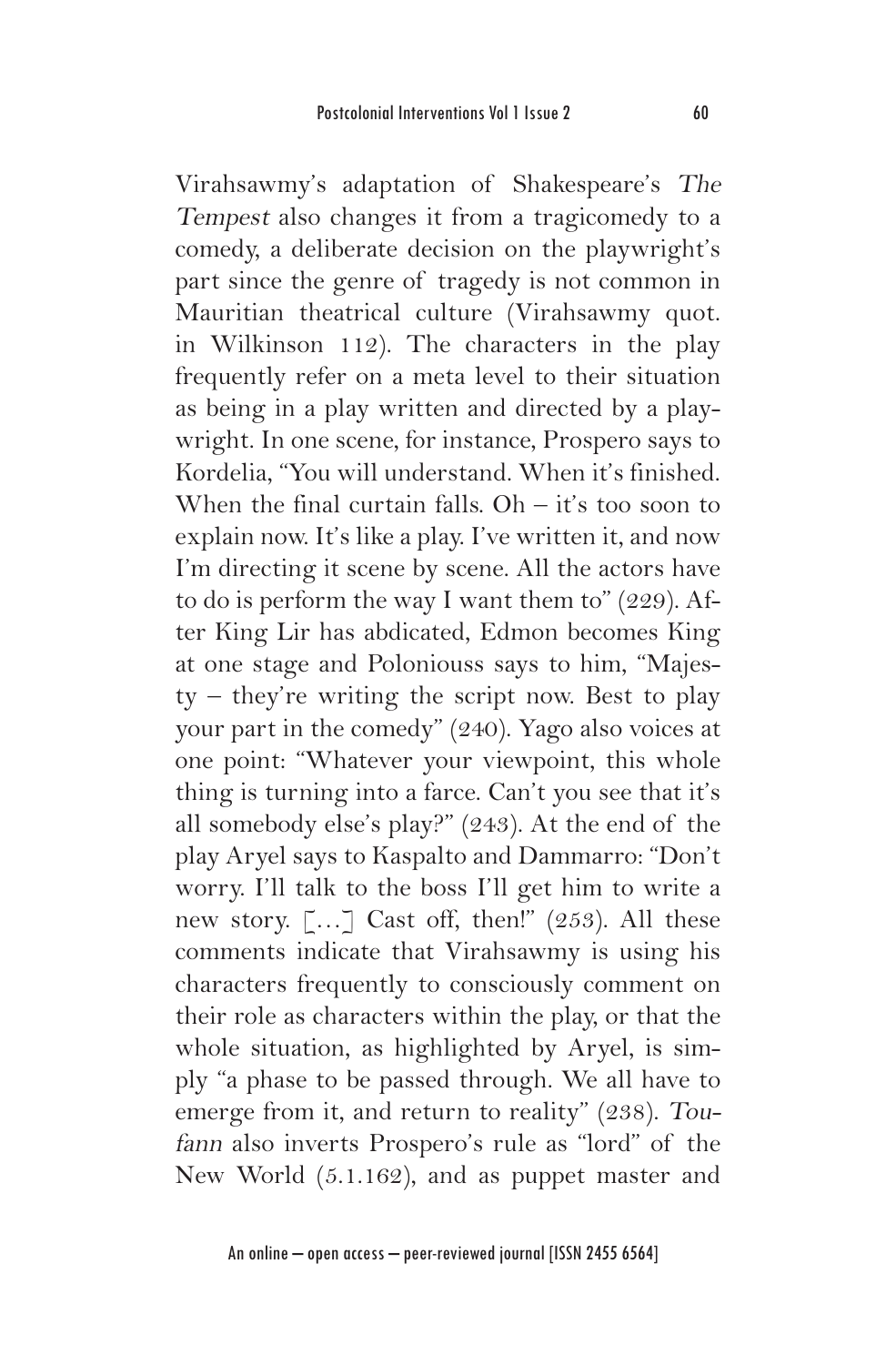Virahsawmy's adaptation of Shakespeare's *The Tempest* also changes it from a tragicomedy to a comedy, a deliberate decision on the playwright's part since the genre of tragedy is not common in Mauritian theatrical culture (Virahsawmy quot. in Wilkinson 112). The characters in the play frequently refer on a meta level to their situation as being in a play written and directed by a playwright. In one scene, for instance, Prospero says to Kordelia, "You will understand. When it's finished. When the final curtain falls. Oh – it's too soon to explain now. It's like a play. I've written it, and now I'm directing it scene by scene. All the actors have to do is perform the way I want them to" (229). After King Lir has abdicated, Edmon becomes King at one stage and Poloniouss says to him, "Majesty – they're writing the script now. Best to play your part in the comedy" (240). Yago also voices at one point: "Whatever your viewpoint, this whole thing is turning into a farce. Can't you see that it's all somebody else's play?" (243). At the end of the play Aryel says to Kaspalto and Dammarro: "Don't worry. I'll talk to the boss I'll get him to write a new story. […] Cast off, then!" (253). All these comments indicate that Virahsawmy is using his characters frequently to consciously comment on their role as characters within the play, or that the whole situation, as highlighted by Aryel, is simply "a phase to be passed through. We all have to emerge from it, and return to reality" (238). *Toufann* also inverts Prospero's rule as "lord" of the New World (5.1.162), and as puppet master and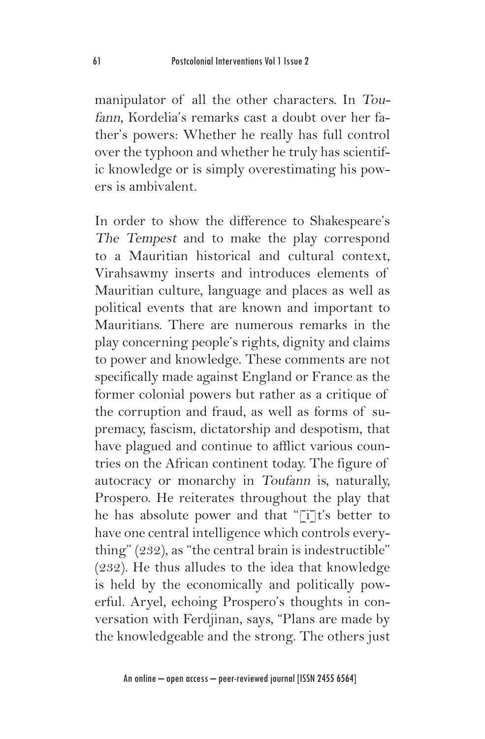manipulator of all the other characters. In *Toufann*, Kordelia's remarks cast a doubt over her father's powers: Whether he really has full control over the typhoon and whether he truly has scientific knowledge or is simply overestimating his powers is ambivalent.

In order to show the difference to Shakespeare's *The Tempest* and to make the play correspond to a Mauritian historical and cultural context, Virahsawmy inserts and introduces elements of Mauritian culture, language and places as well as political events that are known and important to Mauritians. There are numerous remarks in the play concerning people's rights, dignity and claims to power and knowledge. These comments are not specifically made against England or France as the former colonial powers but rather as a critique of the corruption and fraud, as well as forms of supremacy, fascism, dictatorship and despotism, that have plagued and continue to afflict various countries on the African continent today. The figure of autocracy or monarchy in *Toufann* is, naturally, Prospero. He reiterates throughout the play that he has absolute power and that "[i]t's better to have one central intelligence which controls everything" (232), as "the central brain is indestructible" (232). He thus alludes to the idea that knowledge is held by the economically and politically powerful. Aryel, echoing Prospero's thoughts in conversation with Ferdjinan, says, "Plans are made by the knowledgeable and the strong. The others just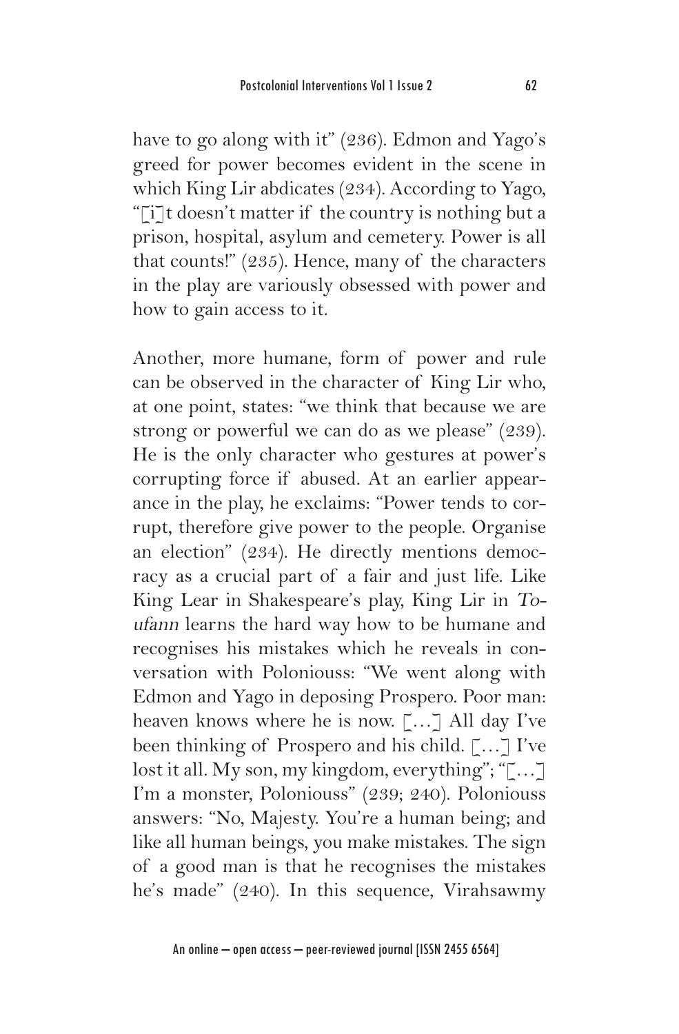have to go along with it" (236). Edmon and Yago's greed for power becomes evident in the scene in which King Lir abdicates (234). According to Yago, "[i]t doesn't matter if the country is nothing but a prison, hospital, asylum and cemetery. Power is all that counts!" (235). Hence, many of the characters in the play are variously obsessed with power and how to gain access to it.

Another, more humane, form of power and rule can be observed in the character of King Lir who, at one point, states: "we think that because we are strong or powerful we can do as we please" (239). He is the only character who gestures at power's corrupting force if abused. At an earlier appearance in the play, he exclaims: "Power tends to corrupt, therefore give power to the people. Organise an election" (234). He directly mentions democracy as a crucial part of a fair and just life. Like King Lear in Shakespeare's play, King Lir in *Toufann* learns the hard way how to be humane and recognises his mistakes which he reveals in conversation with Poloniouss: "We went along with Edmon and Yago in deposing Prospero. Poor man: heaven knows where he is now. [...] All day I've been thinking of Prospero and his child. [...] I've lost it all. My son, my kingdom, everything"; "[...] I'm a monster, Poloniouss" (239; 240). Poloniouss answers: "No, Majesty. You're a human being; and like all human beings, you make mistakes. The sign of a good man is that he recognises the mistakes he's made" (240). In this sequence, Virahsawmy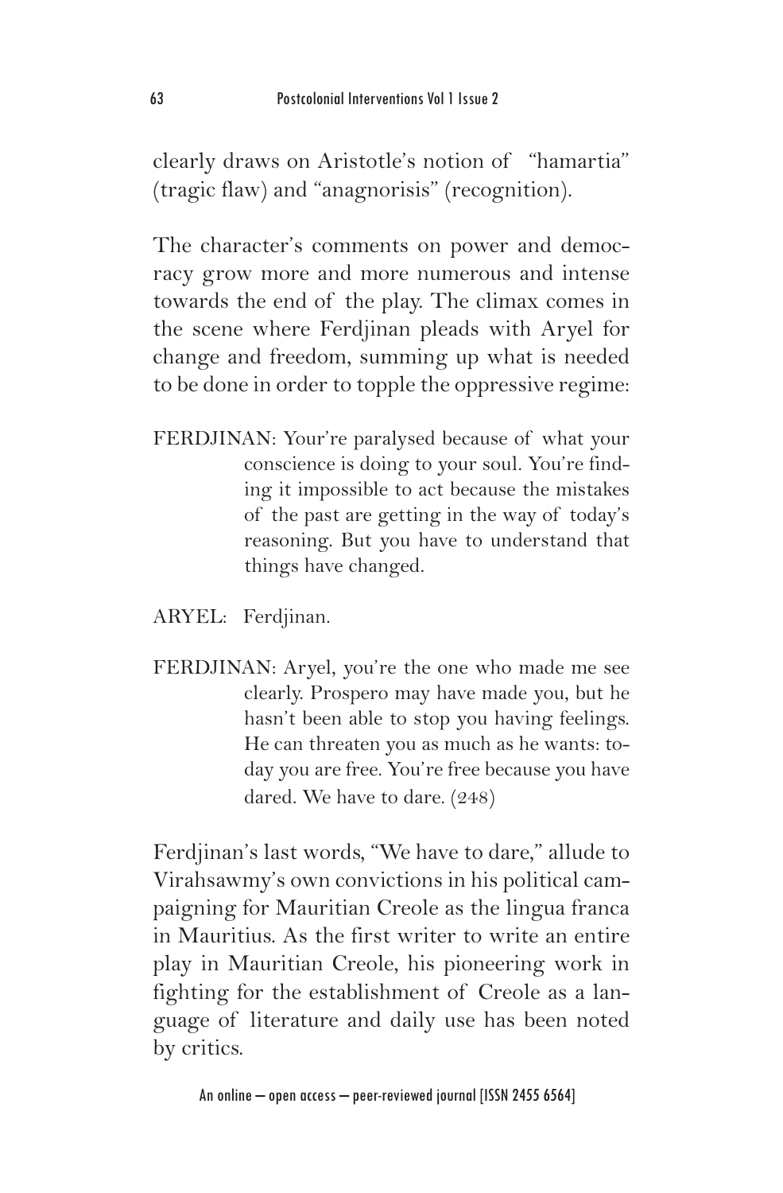clearly draws on Aristotle's notion of "hamartia" (tragic flaw) and "anagnorisis" (recognition).

The character's comments on power and democracy grow more and more numerous and intense towards the end of the play. The climax comes in the scene where Ferdjinan pleads with Aryel for change and freedom, summing up what is needed to be done in order to topple the oppressive regime:

FERDJINAN: Your're paralysed because of what your conscience is doing to your soul. You're finding it impossible to act because the mistakes of the past are getting in the way of today's reasoning. But you have to understand that things have changed.

ARYEL: Ferdjinan.

FERDJINAN: Aryel, you're the one who made me see clearly. Prospero may have made you, but he hasn't been able to stop you having feelings. He can threaten you as much as he wants: today you are free. You're free because you have dared. We have to dare. (248)

Ferdjinan's last words, "We have to dare," allude to Virahsawmy's own convictions in his political campaigning for Mauritian Creole as the lingua franca in Mauritius. As the first writer to write an entire play in Mauritian Creole, his pioneering work in fighting for the establishment of Creole as a language of literature and daily use has been noted by critics.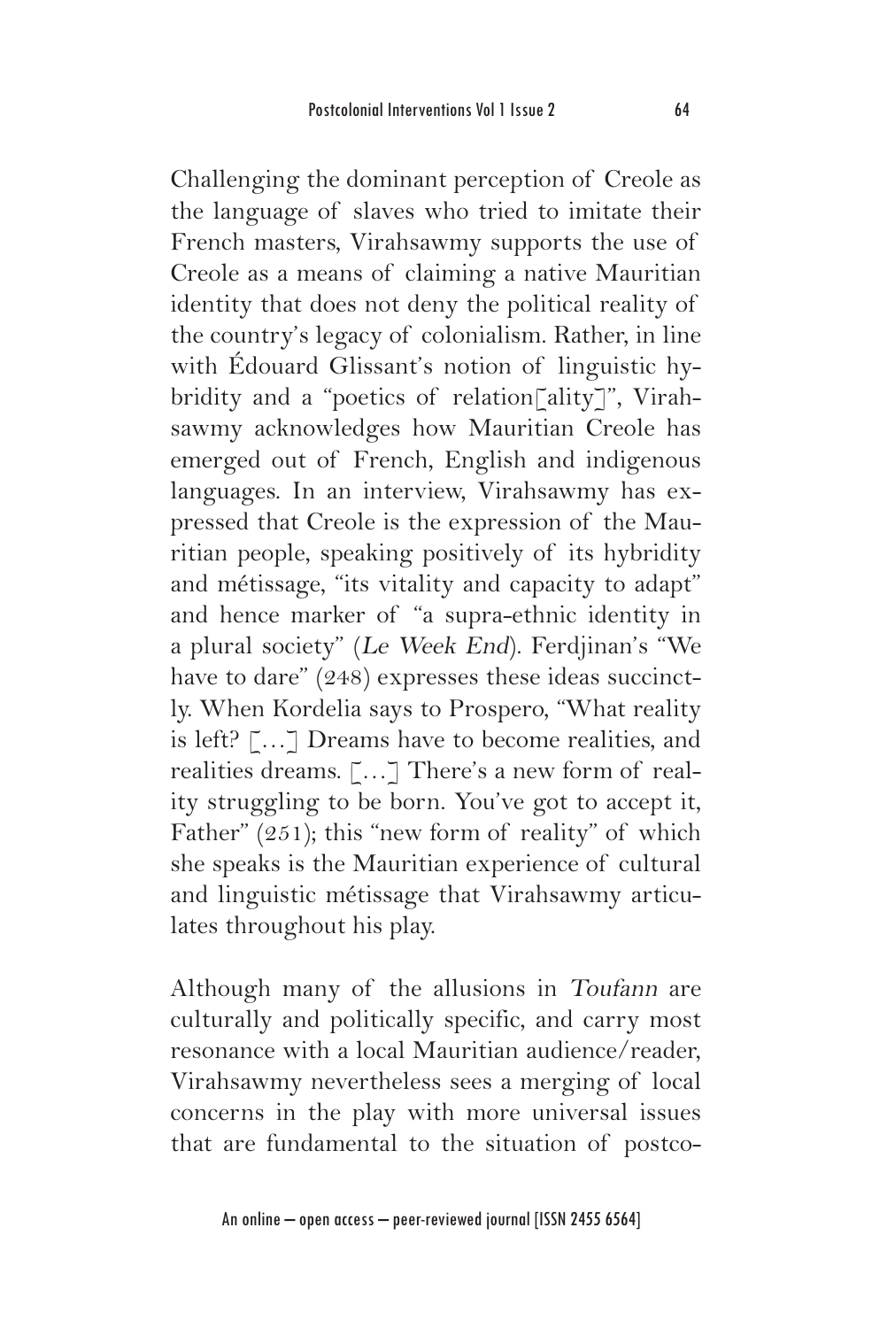Challenging the dominant perception of Creole as the language of slaves who tried to imitate their French masters, Virahsawmy supports the use of Creole as a means of claiming a native Mauritian identity that does not deny the political reality of the country's legacy of colonialism. Rather, in line with Édouard Glissant's notion of linguistic hybridity and a "poetics of relation[ality]", Virahsawmy acknowledges how Mauritian Creole has emerged out of French, English and indigenous languages. In an interview, Virahsawmy has expressed that Creole is the expression of the Mauritian people, speaking positively of its hybridity and métissage, "its vitality and capacity to adapt" and hence marker of "a supra-ethnic identity in a plural society" (*Le Week End*). Ferdjinan's "We have to dare" (248) expresses these ideas succinctly. When Kordelia says to Prospero, "What reality is left? [...] Dreams have to become realities, and realities dreams. [...] There's a new form of reality struggling to be born. You've got to accept it, Father" (251); this "new form of reality" of which she speaks is the Mauritian experience of cultural and linguistic métissage that Virahsawmy articulates throughout his play.

Although many of the allusions in *Toufann* are culturally and politically specific, and carry most resonance with a local Mauritian audience/reader, Virahsawmy nevertheless sees a merging of local concerns in the play with more universal issues that are fundamental to the situation of postco-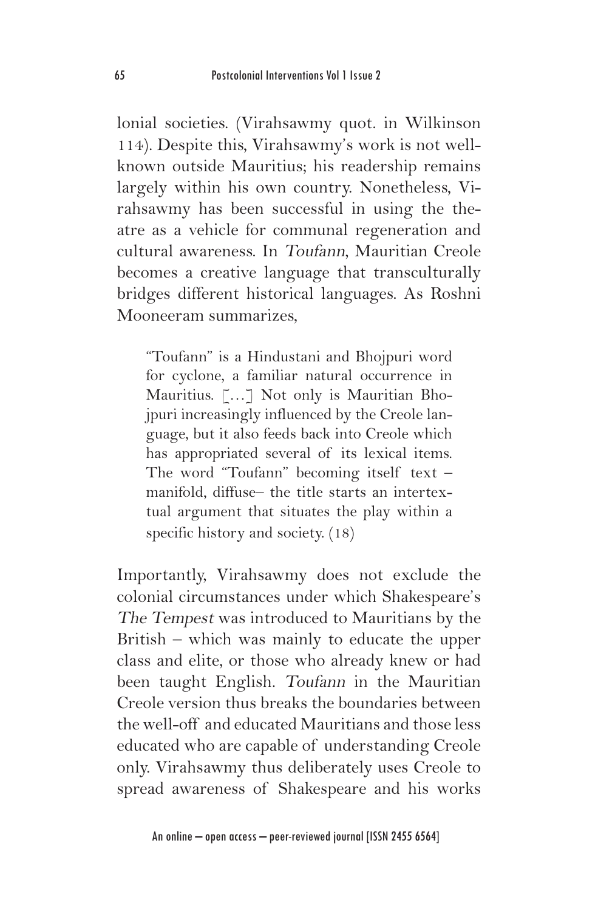lonial societies. (Virahsawmy quot. in Wilkinson 114). Despite this, Virahsawmy's work is not well-known outside Mauritius; his readership remains largely within his own country. Nonetheless, Virahsawmy has been successful in using the theatre as a vehicle for communal regeneration and cultural awareness. In *Toufann*, Mauritian Creole becomes a creative language that transculturally bridges different historical languages. As Roshni Mooneeram summarizes,

> "Toufann" is a Hindustani and Bhojpuri word for cyclone, a familiar natural occurrence in Mauritius. [...] Not only is Mauritian Bhojpuri increasingly influenced by the Creole language, but it also feeds back into Creole which has appropriated several of its lexical items. The word "Toufann" becoming itself text – manifold, diffuse– the title starts an intertextual argument that situates the play within a specific history and society. (18)

Importantly, Virahsawmy does not exclude the colonial circumstances under which Shakespeare's *The Tempest* was introduced to Mauritians by the British – which was mainly to educate the upper class and elite, or those who already knew or had been taught English. *Toufann* in the Mauritian Creole version thus breaks the boundaries between the well-off and educated Mauritians and those less educated who are capable of understanding Creole only. Virahsawmy thus deliberately uses Creole to spread awareness of Shakespeare and his works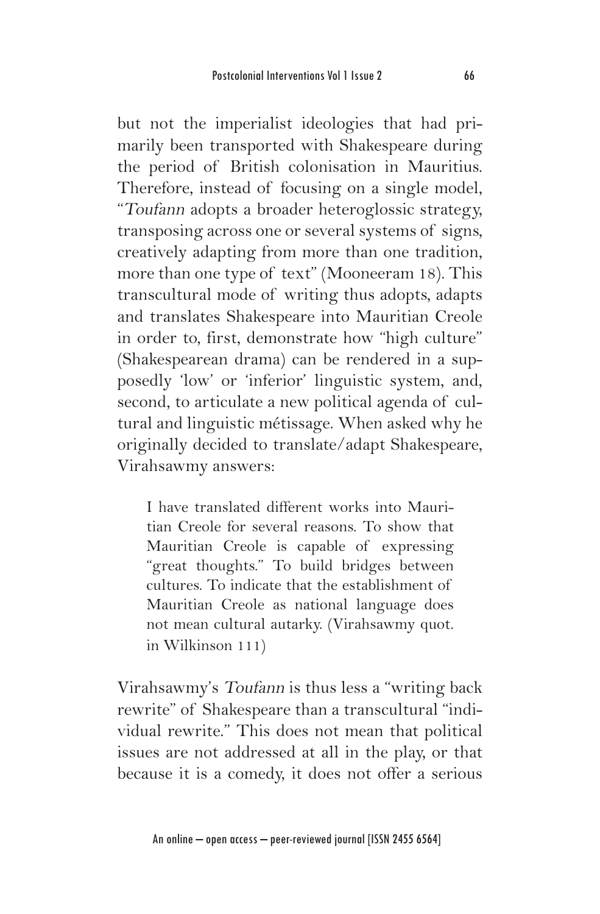but not the imperialist ideologies that had primarily been transported with Shakespeare during the period of British colonisation in Mauritius. Therefore, instead of focusing on a single model, "*Toufann* adopts a broader heteroglossic strategy, transposing across one or several systems of signs, creatively adapting from more than one tradition, more than one type of text" (Mooneeram 18). This transcultural mode of writing thus adopts, adapts and translates Shakespeare into Mauritian Creole in order to, first, demonstrate how "high culture" (Shakespearean drama) can be rendered in a supposedly 'low' or 'inferior' linguistic system, and, second, to articulate a new political agenda of cultural and linguistic métissage. When asked why he originally decided to translate/adapt Shakespeare, Virahsawmy answers:

> I have translated different works into Mauritian Creole for several reasons. To show that Mauritian Creole is capable of expressing "great thoughts." To build bridges between cultures. To indicate that the establishment of Mauritian Creole as national language does not mean cultural autarky. (Virahsawmy quot. in Wilkinson 111)

Virahsawmy's *Toufann* is thus less a "writing back rewrite" of Shakespeare than a transcultural "individual rewrite." This does not mean that political issues are not addressed at all in the play, or that because it is a comedy, it does not offer a serious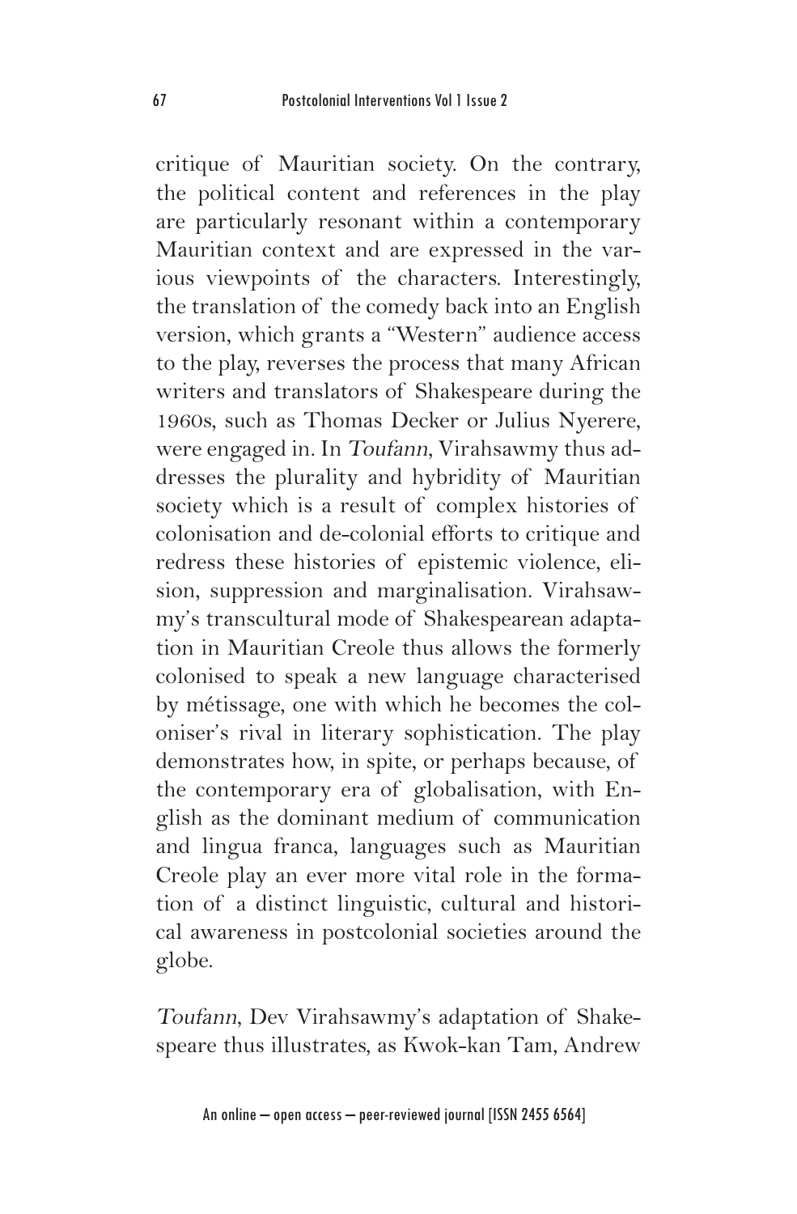critique of Mauritian society. On the contrary, the political content and references in the play are particularly resonant within a contemporary Mauritian context and are expressed in the various viewpoints of the characters. Interestingly, the translation of the comedy back into an English version, which grants a "Western" audience access to the play, reverses the process that many African writers and translators of Shakespeare during the 1960s, such as Thomas Decker or Julius Nyerere, were engaged in. In *Toufann*, Virahsawmy thus addresses the plurality and hybridity of Mauritian society which is a result of complex histories of colonisation and de-colonial efforts to critique and redress these histories of epistemic violence, elision, suppression and marginalisation. Virahsawmy's transcultural mode of Shakespearean adaptation in Mauritian Creole thus allows the formerly colonised to speak a new language characterised by métissage, one with which he becomes the coloniser's rival in literary sophistication. The play demonstrates how, in spite, or perhaps because, of the contemporary era of globalisation, with English as the dominant medium of communication and lingua franca, languages such as Mauritian Creole play an ever more vital role in the formation of a distinct linguistic, cultural and historical awareness in postcolonial societies around the globe.

*Toufann*, Dev Virahsawmy's adaptation of Shakespeare thus illustrates, as Kwok-kan Tam, Andrew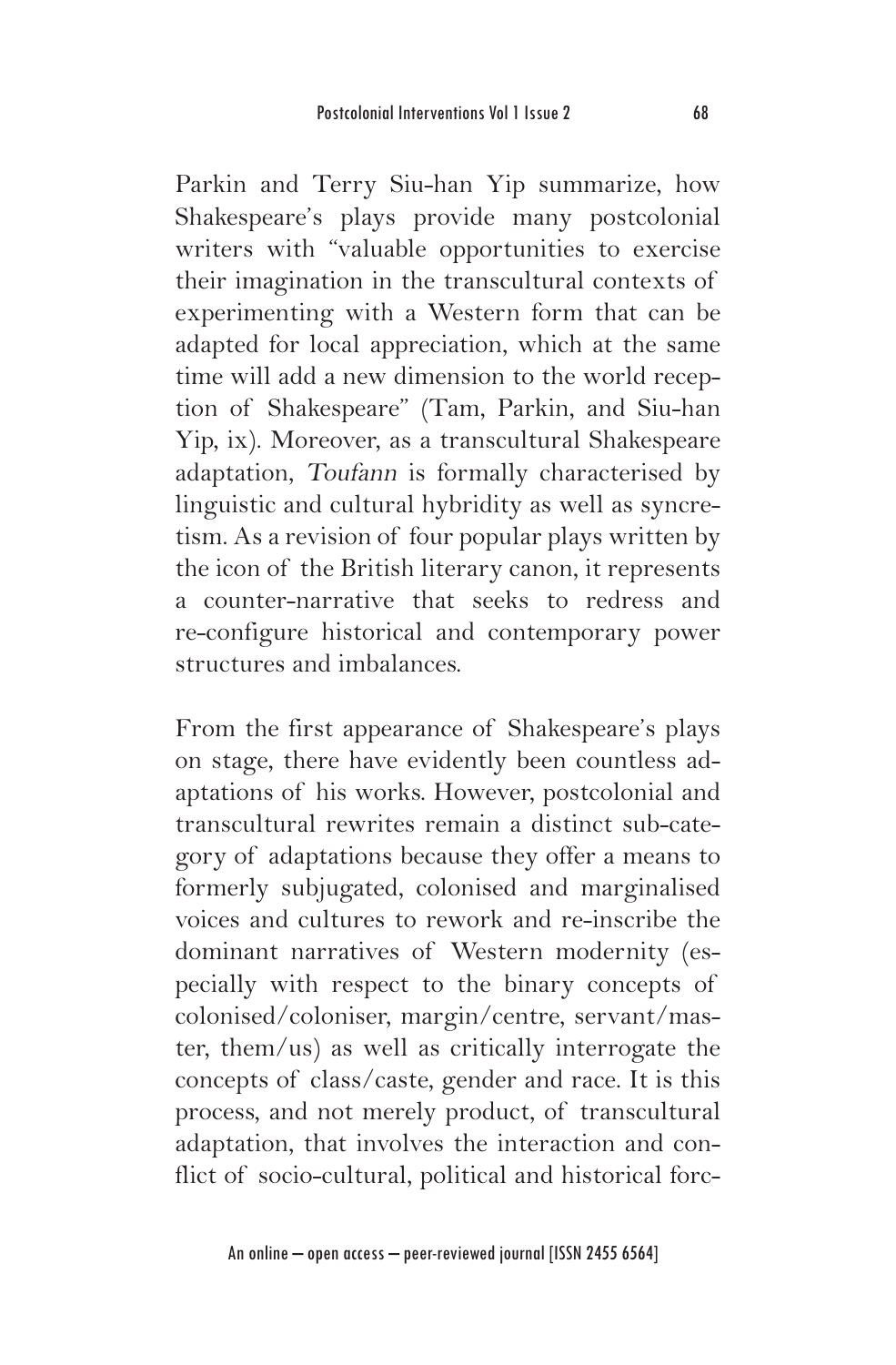Parkin and Terry Siu-han Yip summarize, how Shakespeare's plays provide many postcolonial writers with "valuable opportunities to exercise their imagination in the transcultural contexts of experimenting with a Western form that can be adapted for local appreciation, which at the same time will add a new dimension to the world reception of Shakespeare" (Tam, Parkin, and Siu-han Yip, ix). Moreover, as a transcultural Shakespeare adaptation, *Toufann* is formally characterised by linguistic and cultural hybridity as well as syncretism. As a revision of four popular plays written by the icon of the British literary canon, it represents a counter-narrative that seeks to redress and re-configure historical and contemporary power structures and imbalances.

From the first appearance of Shakespeare's plays on stage, there have evidently been countless adaptations of his works. However, postcolonial and transcultural rewrites remain a distinct sub-category of adaptations because they offer a means to formerly subjugated, colonised and marginalised voices and cultures to rework and re-inscribe the dominant narratives of Western modernity (especially with respect to the binary concepts of colonised/coloniser, margin/centre, servant/master, them/us) as well as critically interrogate the concepts of class/caste, gender and race. It is this process, and not merely product, of transcultural adaptation, that involves the interaction and conflict of socio-cultural, political and historical forc-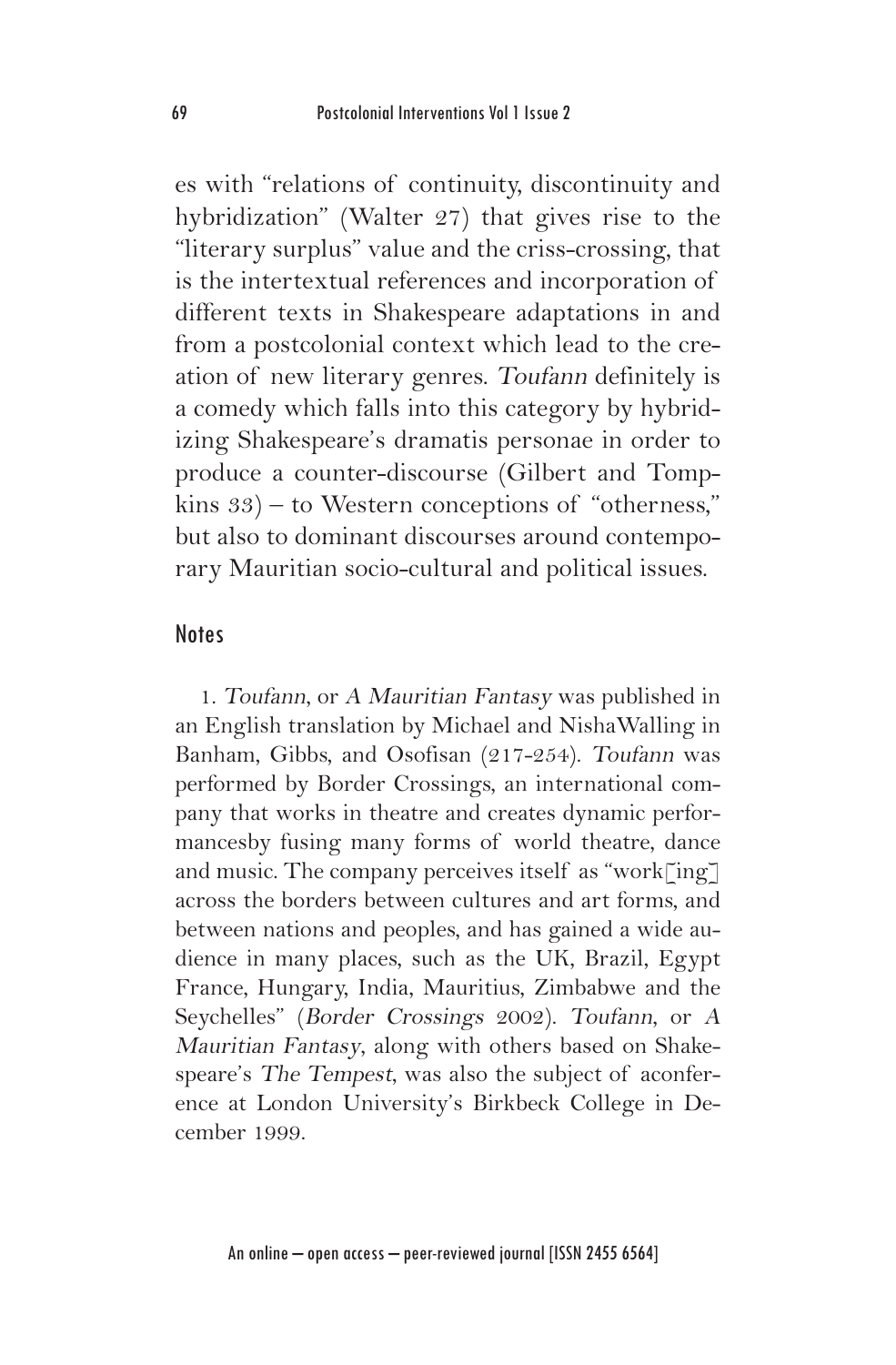es with "relations of continuity, discontinuity and hybridization" (Walter 27) that gives rise to the "literary surplus" value and the criss-crossing, that is the intertextual references and incorporation of different texts in Shakespeare adaptations in and from a postcolonial context which lead to the creation of new literary genres. *Toufann* definitely is a comedy which falls into this category by hybridizing Shakespeare's dramatis personae in order to produce a counter-discourse (Gilbert and Tompkins 33) – to Western conceptions of "otherness," but also to dominant discourses around contemporary Mauritian socio-cultural and political issues.

## Notes

1. *Toufann*, or *A Mauritian Fantasy* was published in an English translation by Michael and NishaWalling in Banham, Gibbs, and Osofisan (217-254). *Toufann* was performed by Border Crossings, an international company that works in theatre and creates dynamic performancesby fusing many forms of world theatre, dance and music. The company perceives itself as "work[ing] across the borders between cultures and art forms, and between nations and peoples, and has gained a wide audience in many places, such as the UK, Brazil, Egypt France, Hungary, India, Mauritius, Zimbabwe and the Seychelles" (*Border Crossings* 2002). *Toufann*, or *A Mauritian Fantasy*, along with others based on Shakespeare's *The Tempest*, was also the subject of aconference at London University's Birkbeck College in December 1999.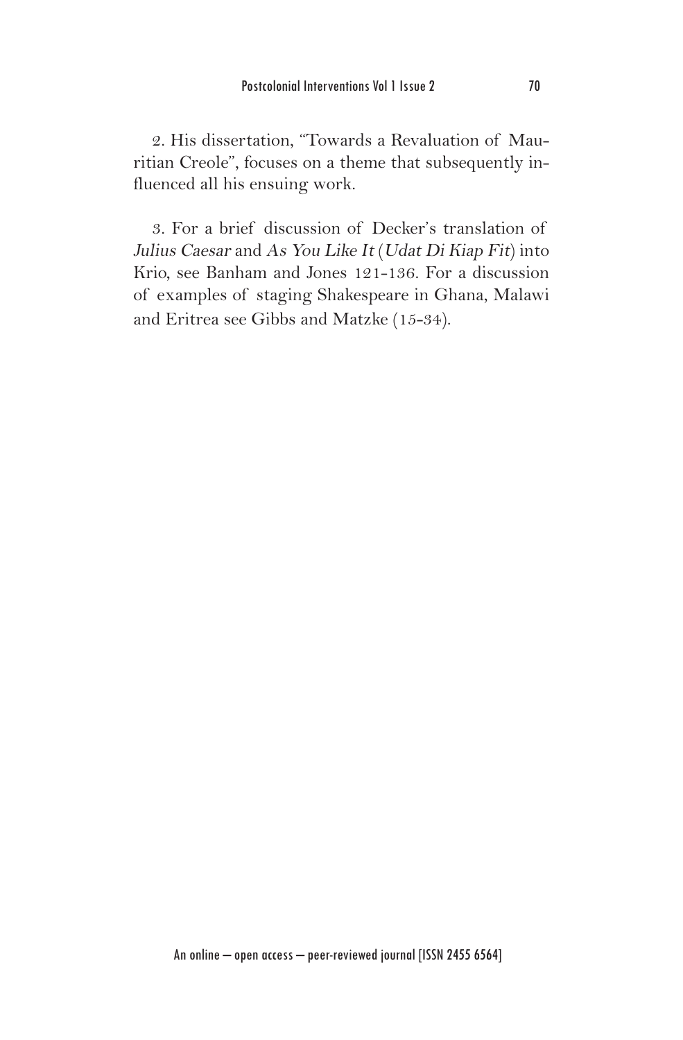2. His dissertation, "Towards a Revaluation of Mauritian Creole", focuses on a theme that subsequently influenced all his ensuing work.

3. For a brief discussion of Decker's translation of *Julius Caesar* and *As You Like It* (*Udat Di Kiap Fit*) into Krio, see Banham and Jones 121-136. For a discussion of examples of staging Shakespeare in Ghana, Malawi and Eritrea see Gibbs and Matzke (15-34).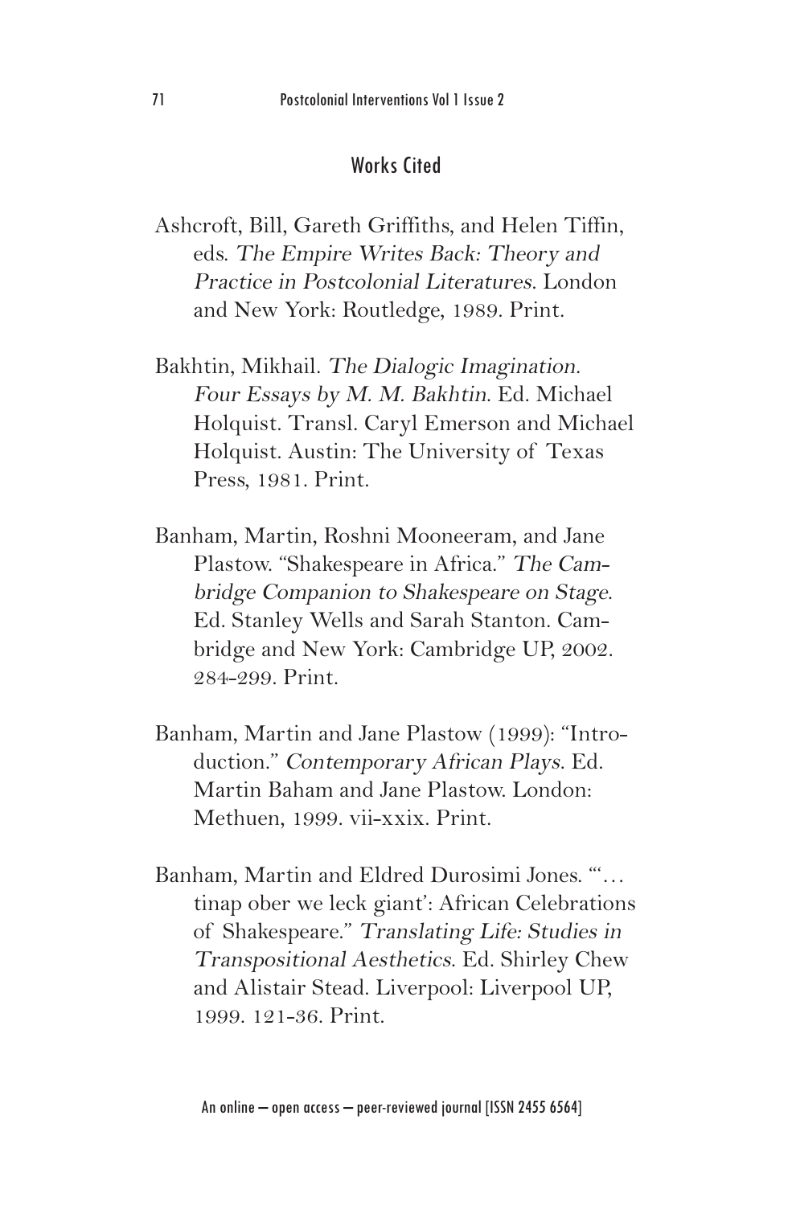## Works Cited

Ashcroft, Bill, Gareth Griffiths, and Helen Tiffin, eds. *The Empire Writes Back: Theory and Practice in Postcolonial Literatures*. London and New York: Routledge, 1989. Print.

Bakhtin, Mikhail. *The Dialogic Imagination. Four Essays by M. M. Bakhtin*. Ed. Michael Holquist. Transl. Caryl Emerson and Michael Holquist. Austin: The University of Texas Press, 1981. Print.

Banham, Martin, Roshni Mooneeram, and Jane Plastow. "Shakespeare in Africa." *The Cambridge Companion to Shakespeare on Stage*. Ed. Stanley Wells and Sarah Stanton. Cambridge and New York: Cambridge UP, 2002. 284-299. Print.

Banham, Martin and Jane Plastow (1999): "Introduction." *Contemporary African Plays*. Ed. Martin Baham and Jane Plastow. London: Methuen, 1999. vii-xxix. Print.

Banham, Martin and Eldred Durosimi Jones. "'… tinap ober we leck giant': African Celebrations of Shakespeare." *Translating Life: Studies in Transpositional Aesthetics*. Ed. Shirley Chew and Alistair Stead. Liverpool: Liverpool UP, 1999. 121-36. Print.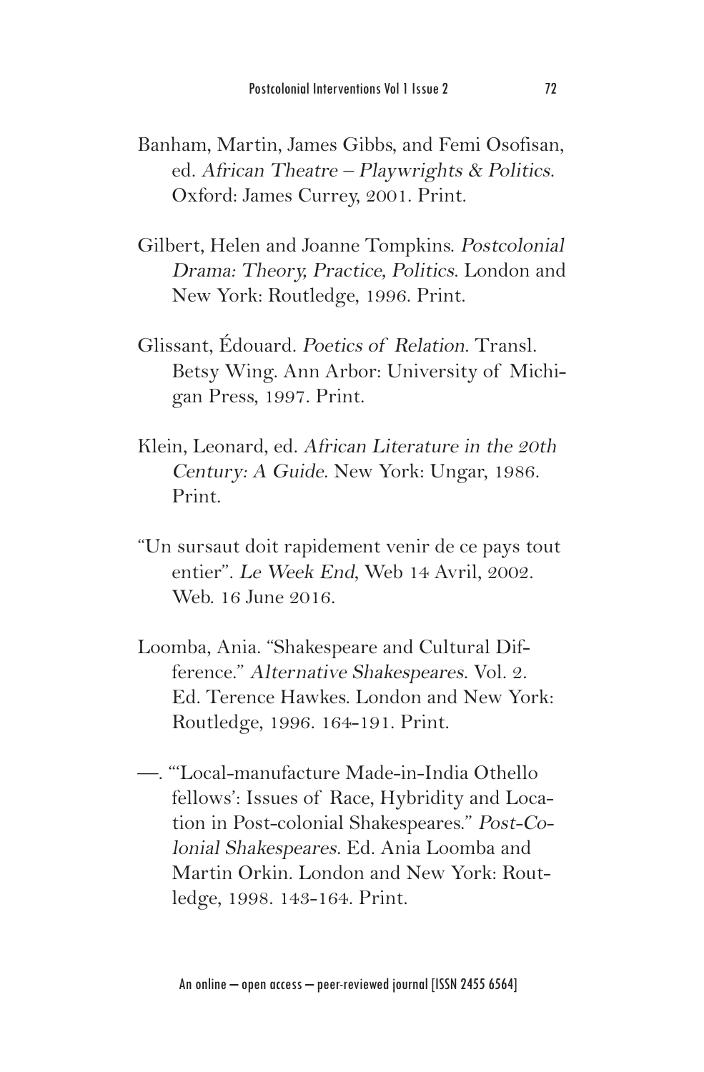Banham, Martin, James Gibbs, and Femi Osofisan, ed. *African Theatre – Playwrights & Politics*. Oxford: James Currey, 2001. Print.

Gilbert, Helen and Joanne Tompkins. *Postcolonial Drama: Theory, Practice, Politics*. London and New York: Routledge, 1996. Print.

Glissant, Édouard. *Poetics of Relation*. Transl. Betsy Wing. Ann Arbor: University of Michigan Press, 1997. Print.

Klein, Leonard, ed. *African Literature in the 20th Century: A Guide*. New York: Ungar, 1986. Print.

"Un sursaut doit rapidement venir de ce pays tout entier". *Le Week End*, Web 14 Avril, 2002. Web. 16 June 2016.

Loomba, Ania. "Shakespeare and Cultural Difference." *Alternative Shakespeares*. Vol. 2. Ed. Terence Hawkes. London and New York: Routledge, 1996. 164-191. Print.

—. "'Local-manufacture Made-in-India Othello fellows': Issues of Race, Hybridity and Location in Post-colonial Shakespeares." *Post-Colonial Shakespeares*. Ed. Ania Loomba and Martin Orkin. London and New York: Routledge, 1998. 143-164. Print.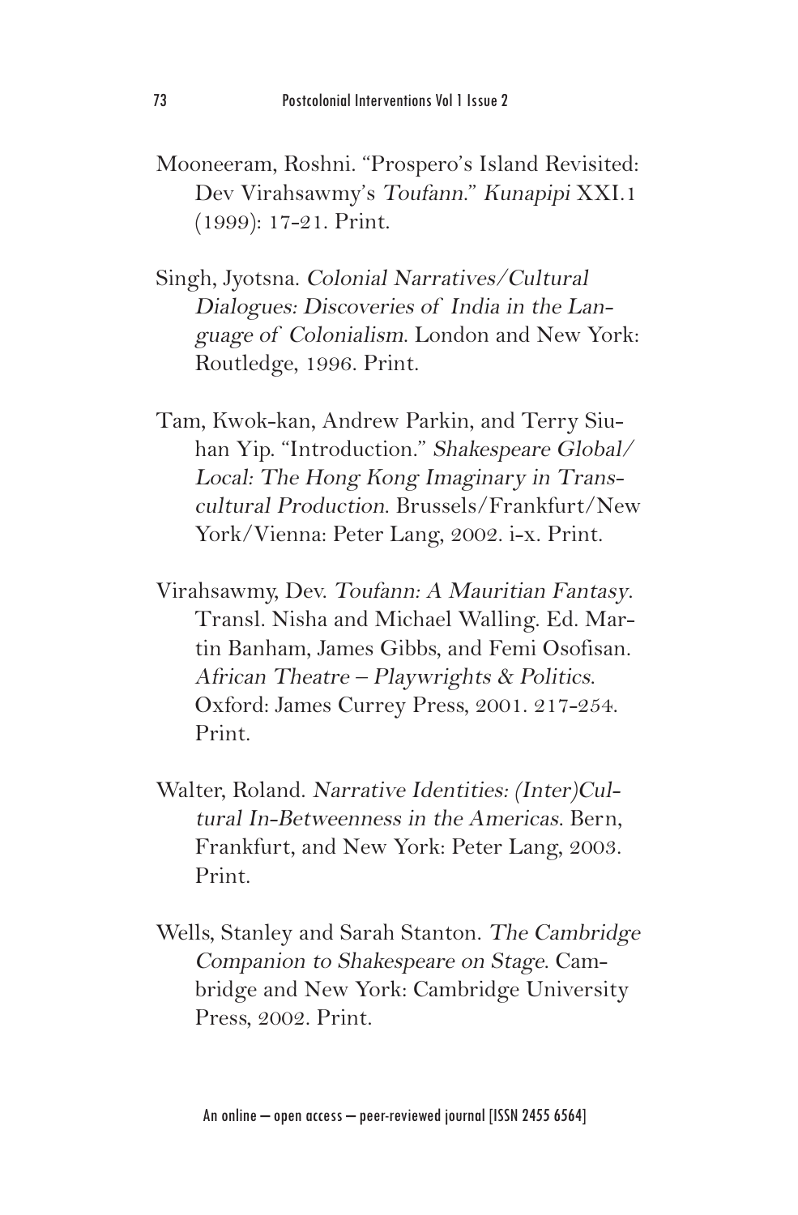Mooneeram, Roshni. "Prospero's Island Revisited: Dev Virahsawmy's *Toufann*." *Kunapipi* XXI.1 (1999): 17-21. Print.

Singh, Jyotsna. *Colonial Narratives/Cultural Dialogues: Discoveries of India in the Language of Colonialism*. London and New York: Routledge, 1996. Print.

Tam, Kwok-kan, Andrew Parkin, and Terry Siu-han Yip. "Introduction." *Shakespeare Global/ Local: The Hong Kong Imaginary in Transcultural Production*. Brussels/Frankfurt/New York/Vienna: Peter Lang, 2002. i-x. Print.

Virahsawmy, Dev. *Toufann: A Mauritian Fantasy*. Transl. Nisha and Michael Walling. Ed. Martin Banham, James Gibbs, and Femi Osofisan. *African Theatre – Playwrights & Politics*. Oxford: James Currey Press, 2001. 217-254. Print.

Walter, Roland. *Narrative Identities: (Inter)Cultural In-Betweenness in the Americas*. Bern, Frankfurt, and New York: Peter Lang, 2003. Print.

Wells, Stanley and Sarah Stanton. *The Cambridge Companion to Shakespeare on Stage*. Cambridge and New York: Cambridge University Press, 2002. Print.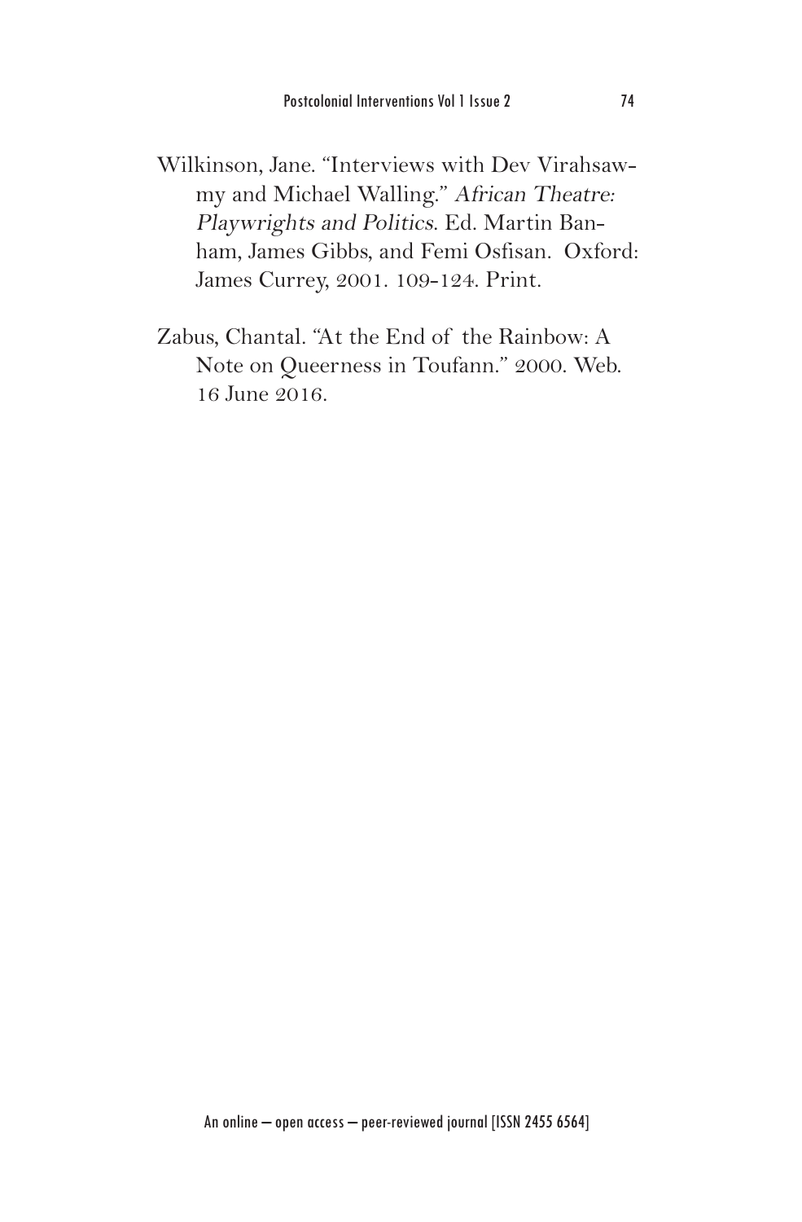Wilkinson, Jane. "Interviews with Dev Virahsawmy and Michael Walling." *African Theatre: Playwrights and Politics*. Ed. Martin Banham, James Gibbs, and Femi Osfisan. Oxford: James Currey, 2001. 109-124. Print.

Zabus, Chantal. "At the End of the Rainbow: A Note on Queerness in Toufann." 2000. Web. 16 June 2016.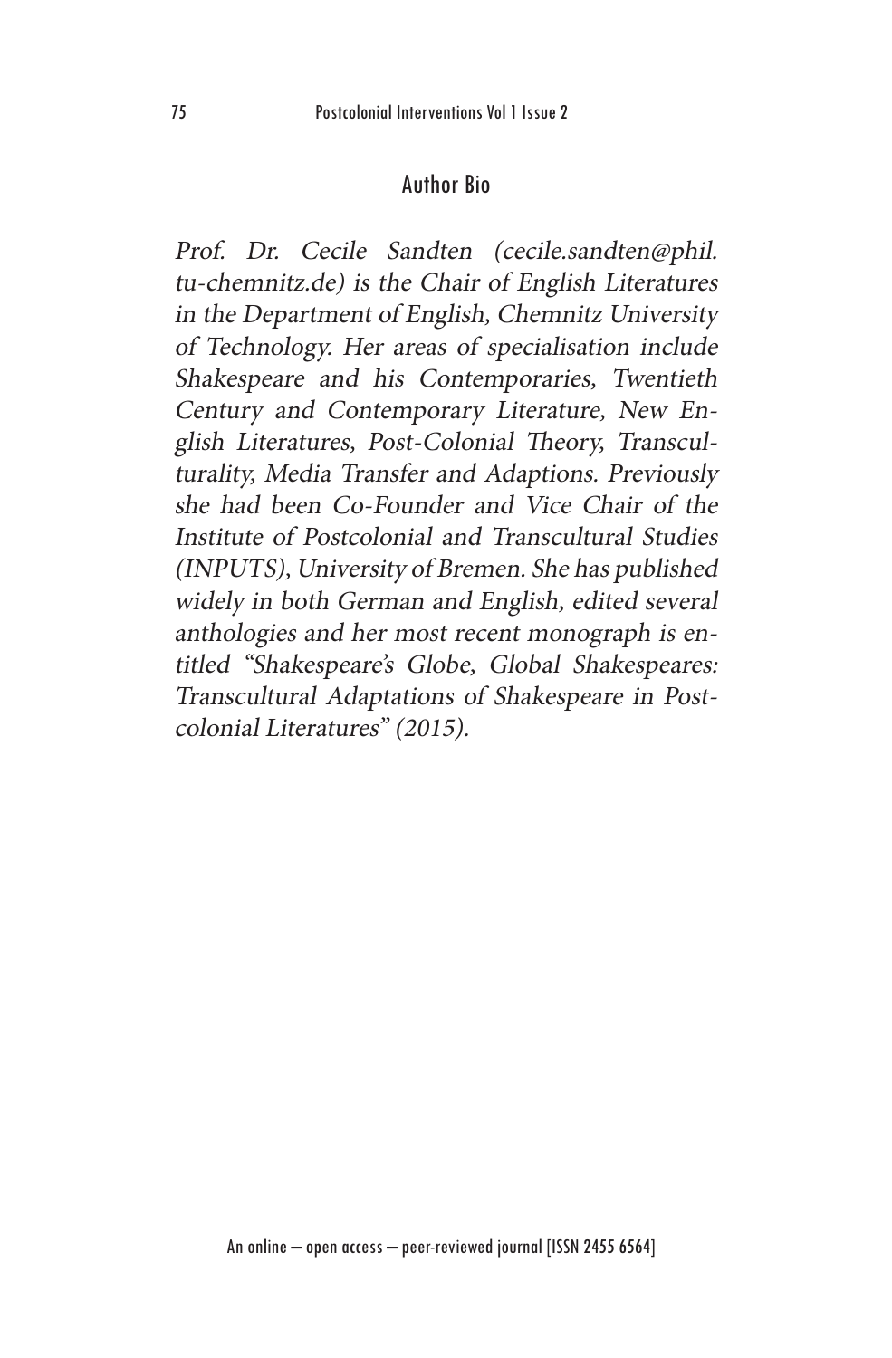## Author Bio

*Prof. Dr. Cecile Sandten (cecile.sandten@phil.tu-chemnitz.de) is the Chair of English Literatures in the Department of English, Chemnitz University of Technology. Her areas of specialisation include Shakespeare and his Contemporaries, Twentieth Century and Contemporary Literature, New English Literatures, Post-Colonial Theory, Transculturality, Media Transfer and Adaptions. Previously she had been Co-Founder and Vice Chair of the Institute of Postcolonial and Transcultural Studies (INPUTS), University of Bremen. She has published widely in both German and English, edited several anthologies and her most recent monograph is entitled "Shakespeare's Globe, Global Shakespeares: Transcultural Adaptations of Shakespeare in Postcolonial Literatures" (2015).*